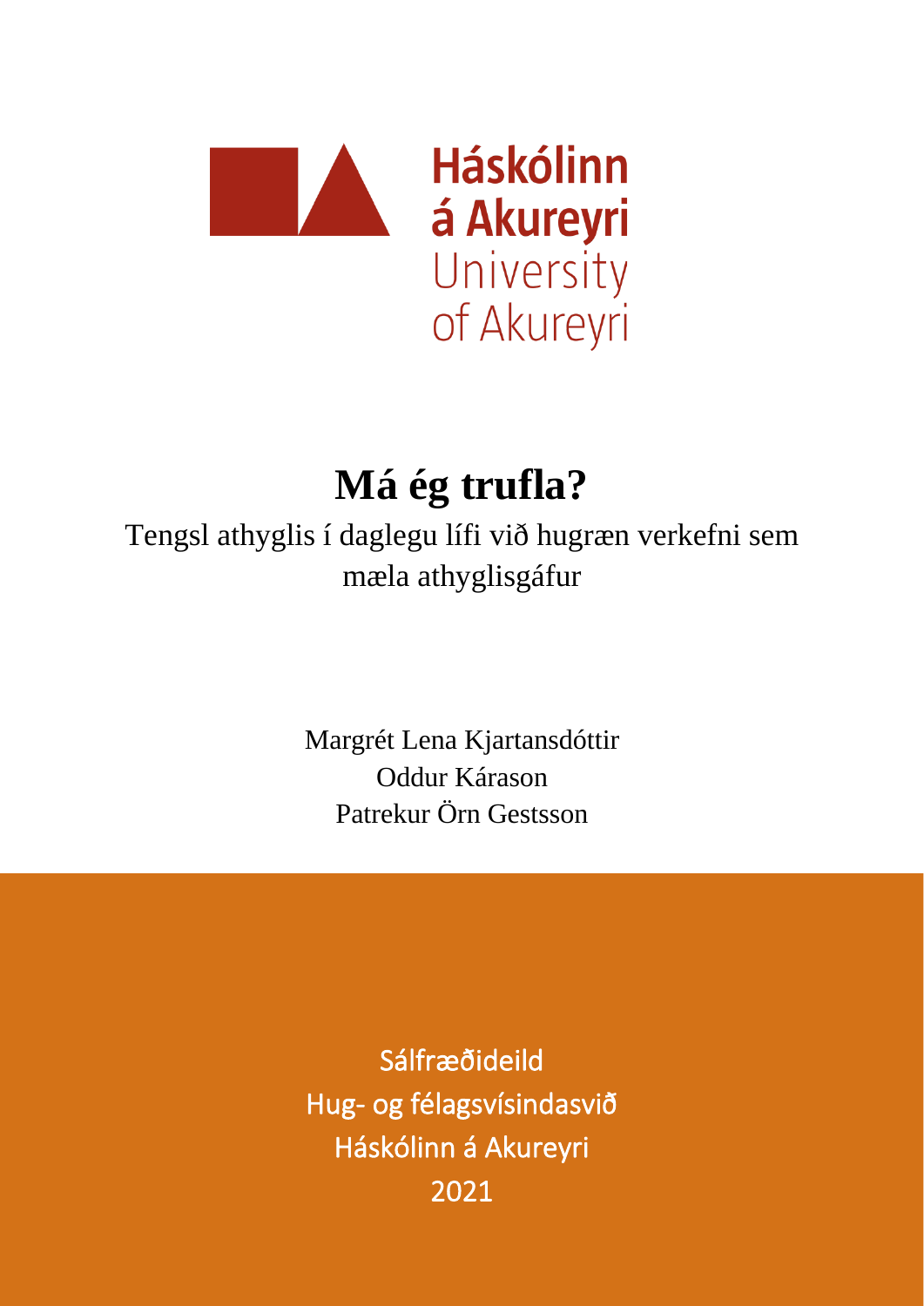Háskólinn á Akureyri
University of Akureyri

# Má ég trufla?

Tengsl athyglis í daglegu lífi við hugræn verkefni sem mæla athyglisgáfur

Margrét Lena Kjartansdóttir
Oddur Kárason
Patrekur Örn Gestsson

Sálfræðideild
Hug- og félagsvísindasvið
Háskólinn á Akureyri
2021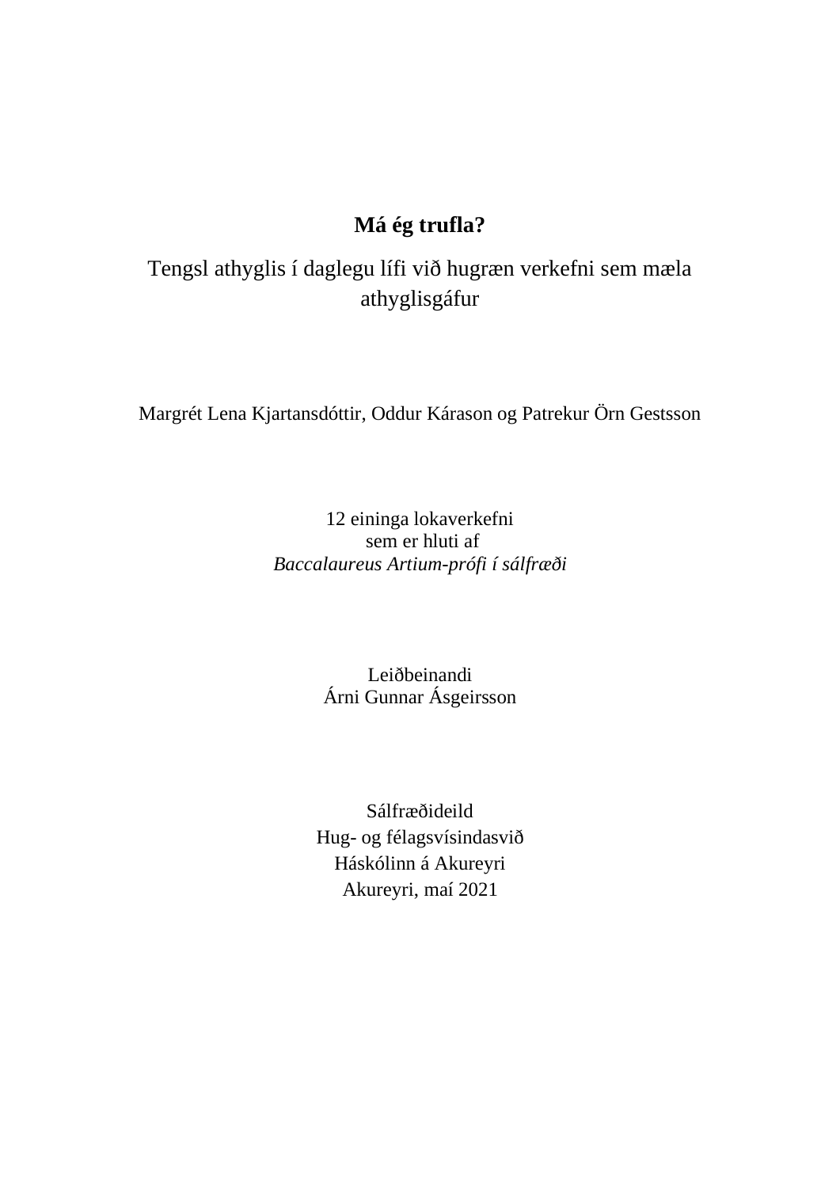# Má ég trufla?

Tengsl athyglis í daglegu lífi við hugræn verkefni sem mæla athyglisgáfur

Margrét Lena Kjartansdóttir, Oddur Kárason og Patrekur Örn Gestsson

12 eininga lokaverkefni
sem er hluti af
*Baccalaureus Artium-prófi í sálfræði*

Leiðbeinandi
Árni Gunnar Ásgeirsson

Sálfræðideild
Hug- og félagsvísindasvið
Háskólinn á Akureyri
Akureyri, maí 2021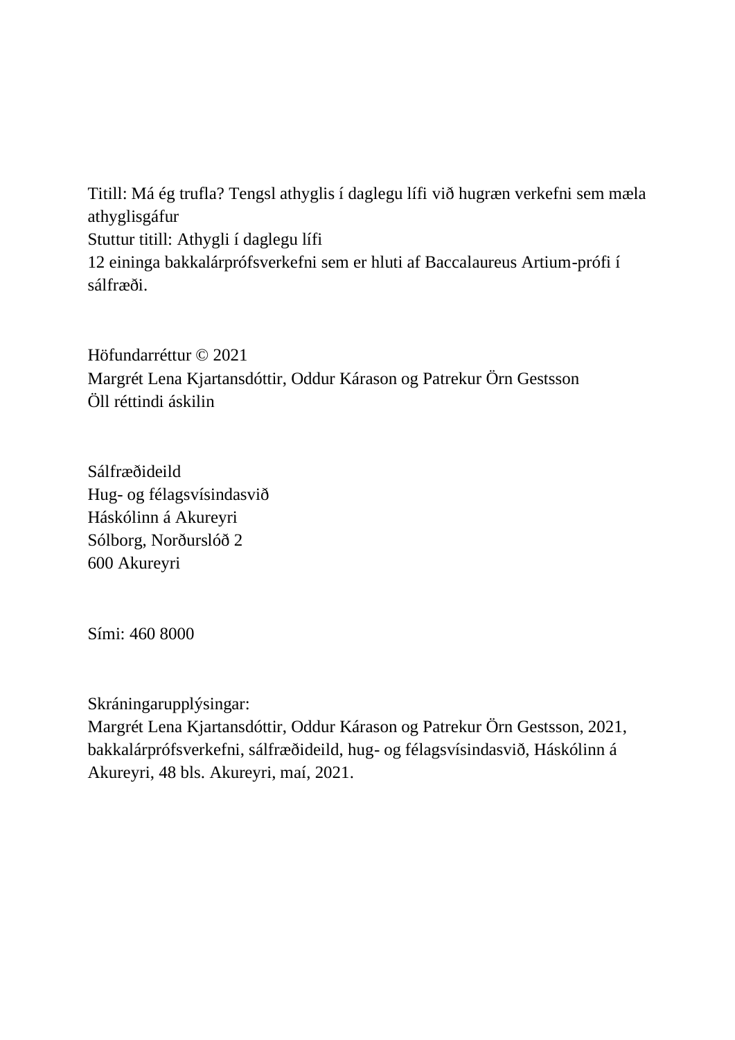Titill: Má ég trufla? Tengsl athyglis í daglegu lífi við hugræn verkefni sem mæla athyglisgáfur
Stuttur titill: Athygli í daglegu lífi
12 eininga bakkalárprófsverkefni sem er hluti af Baccalaureus Artium-prófi í sálfræði.

Höfundarréttur © 2021
Margrét Lena Kjartansdóttir, Oddur Kárason og Patrekur Örn Gestsson
Öll réttindi áskilin

Sálfræðideild
Hug- og félagsvísindasvið
Háskólinn á Akureyri
Sólborg, Norðurslóð 2
600 Akureyri

Sími: 460 8000

Skráningarupplýsingar:
Margrét Lena Kjartansdóttir, Oddur Kárason og Patrekur Örn Gestsson, 2021, bakkalárprófsverkefni, sálfræðideild, hug- og félagsvísindasvið, Háskólinn á Akureyri, 48 bls. Akureyri, maí, 2021.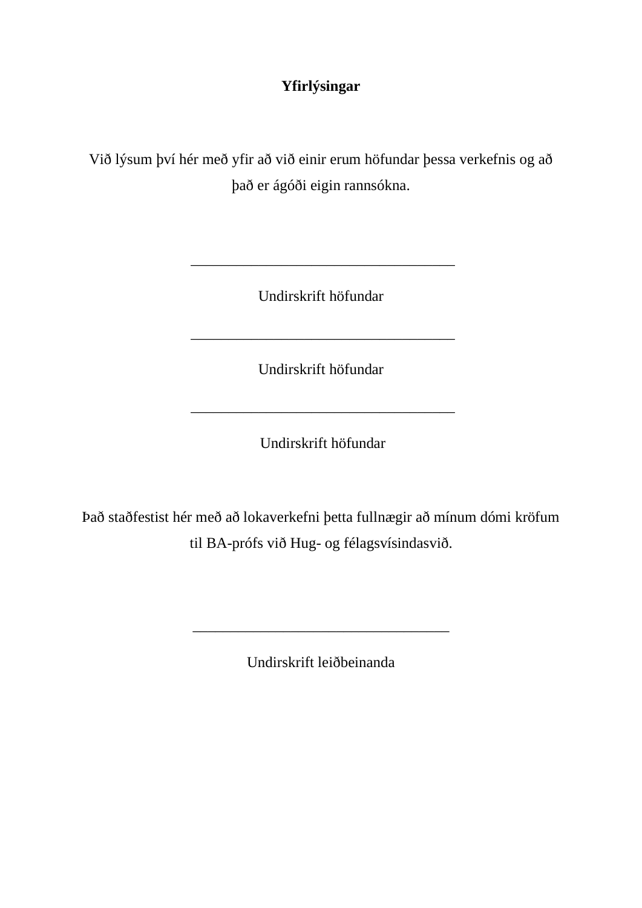**Yfirlýsingar**

Við lýsum því hér með yfir að við einir erum höfundar þessa verkefnis og að það er ágóði eigin rannsókna.

___________________________________

Undirskrift höfundar

___________________________________

Undirskrift höfundar

___________________________________

Undirskrift höfundar

Það staðfestist hér með að lokaverkefni þetta fullnægir að mínum dómi kröfum til BA-prófs við Hug- og félagsvísindasvið.

_________________________________

Undirskrift leiðbeinanda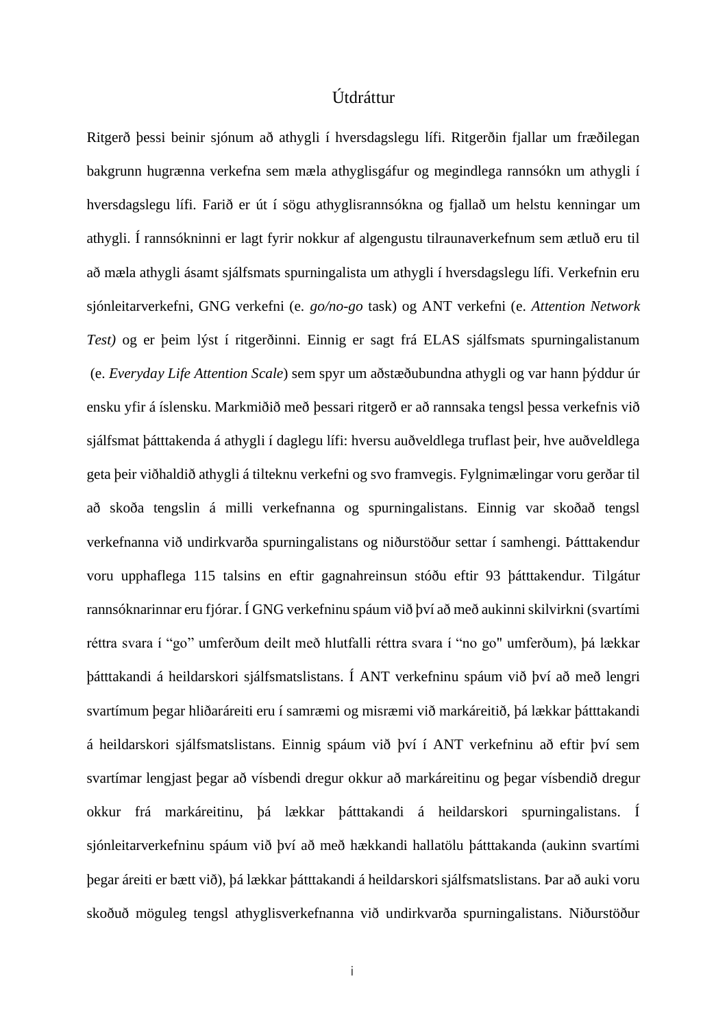# Útdráttur

Ritgerð þessi beinir sjónum að athygli í hversdagslegu lífi. Ritgerðin fjallar um fræðilegan bakgrunn hugrænna verkefna sem mæla athyglisgáfur og megindlega rannsókn um athygli í hversdagslegu lífi. Farið er út í sögu athyglisrannsókna og fjallað um helstu kenningar um athygli. Í rannsókninni er lagt fyrir nokkur af algengustu tilraunaverkefnum sem ætluð eru til að mæla athygli ásamt sjálfsmats spurningalista um athygli í hversdagslegu lífi. Verkefnin eru sjónleitarverkefni, GNG verkefni (e. *go/no-go* task) og ANT verkefni (e. *Attention Network Test)* og er þeim lýst í ritgerðinni. Einnig er sagt frá ELAS sjálfsmats spurningalistanum (e. *Everyday Life Attention Scale*) sem spyr um aðstæðubundna athygli og var hann þýddur úr ensku yfir á íslensku. Markmiðið með þessari ritgerð er að rannsaka tengsl þessa verkefnis við sjálfsmat þátttakenda á athygli í daglegu lífi: hversu auðveldlega truflast þeir, hve auðveldlega geta þeir viðhaldið athygli á tilteknu verkefni og svo framvegis. Fylgnimælingar voru gerðar til að skoða tengslin á milli verkefnanna og spurningalistans. Einnig var skoðað tengsl verkefnanna við undirkvarða spurningalistans og niðurstöður settar í samhengi. Þátttakendur voru upphaflega 115 talsins en eftir gagnahreinsun stóðu eftir 93 þátttakendur. Tilgátur rannsóknarinnar eru fjórar. Í GNG verkefninu spáum við því að með aukinni skilvirkni (svartími réttra svara í "go" umferðum deilt með hlutfalli réttra svara í "no go" umferðum), þá lækkar þátttakandi á heildarskori sjálfsmatslistans. Í ANT verkefninu spáum við því að með lengri svartímum þegar hliðaráreiti eru í samræmi og misræmi við markáreitið, þá lækkar þátttakandi á heildarskori sjálfsmatslistans. Einnig spáum við því í ANT verkefninu að eftir því sem svartímar lengjast þegar að vísbendi dregur okkur að markáreitinu og þegar vísbendið dregur okkur frá markáreitinu, þá lækkar þátttakandi á heildarskori spurningalistans. Í sjónleitarverkefninu spáum við því að með hækkandi hallatölu þátttakanda (aukinn svartími þegar áreiti er bætt við), þá lækkar þátttakandi á heildarskori sjálfsmatslistans. Þar að auki voru skoðuð möguleg tengsl athyglisverkefnanna við undirkvarða spurningalistans. Niðurstöður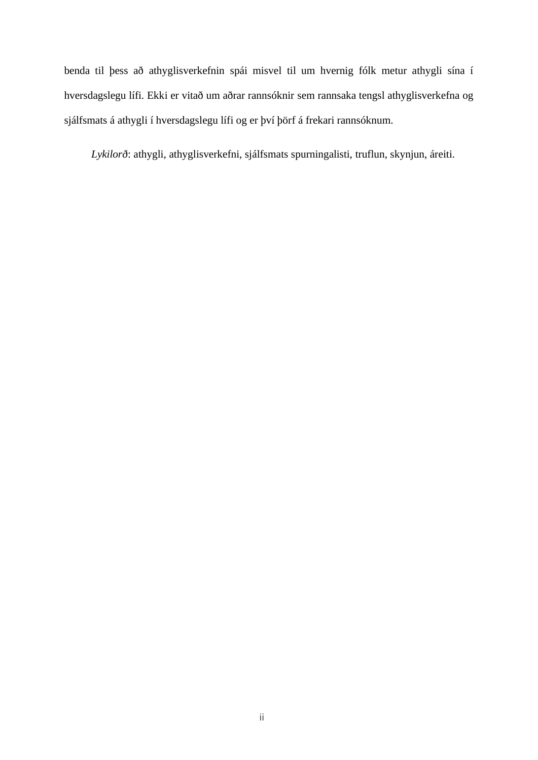benda til þess að athyglisverkefnin spái misvel til um hvernig fólk metur athygli sína í hversdagslegu lífi. Ekki er vitað um aðrar rannsóknir sem rannsaka tengsl athyglisverkefna og sjálfsmats á athygli í hversdagslegu lífi og er því þörf á frekari rannsóknum.

*Lykilorð*: athygli, athyglisverkefni, sjálfsmats spurningalisti, truflun, skynjun, áreiti.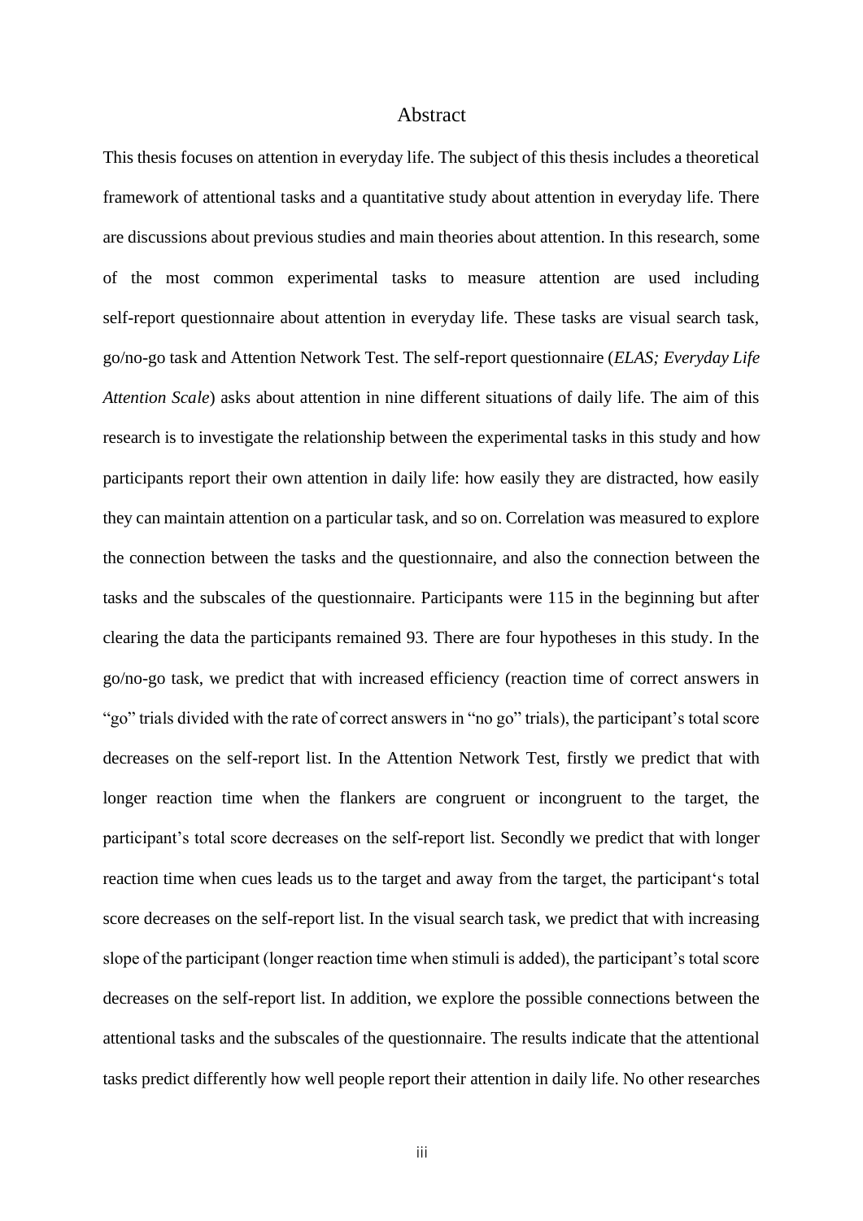# Abstract

This thesis focuses on attention in everyday life. The subject of this thesis includes a theoretical framework of attentional tasks and a quantitative study about attention in everyday life. There are discussions about previous studies and main theories about attention. In this research, some of the most common experimental tasks to measure attention are used including self-report questionnaire about attention in everyday life. These tasks are visual search task, go/no-go task and Attention Network Test. The self-report questionnaire (*ELAS; Everyday Life Attention Scale*) asks about attention in nine different situations of daily life. The aim of this research is to investigate the relationship between the experimental tasks in this study and how participants report their own attention in daily life: how easily they are distracted, how easily they can maintain attention on a particular task, and so on. Correlation was measured to explore the connection between the tasks and the questionnaire, and also the connection between the tasks and the subscales of the questionnaire. Participants were 115 in the beginning but after clearing the data the participants remained 93. There are four hypotheses in this study. In the go/no-go task, we predict that with increased efficiency (reaction time of correct answers in "go" trials divided with the rate of correct answers in "no go" trials), the participant's total score decreases on the self-report list. In the Attention Network Test, firstly we predict that with longer reaction time when the flankers are congruent or incongruent to the target, the participant's total score decreases on the self-report list. Secondly we predict that with longer reaction time when cues leads us to the target and away from the target, the participant's total score decreases on the self-report list. In the visual search task, we predict that with increasing slope of the participant (longer reaction time when stimuli is added), the participant's total score decreases on the self-report list. In addition, we explore the possible connections between the attentional tasks and the subscales of the questionnaire. The results indicate that the attentional tasks predict differently how well people report their attention in daily life. No other researches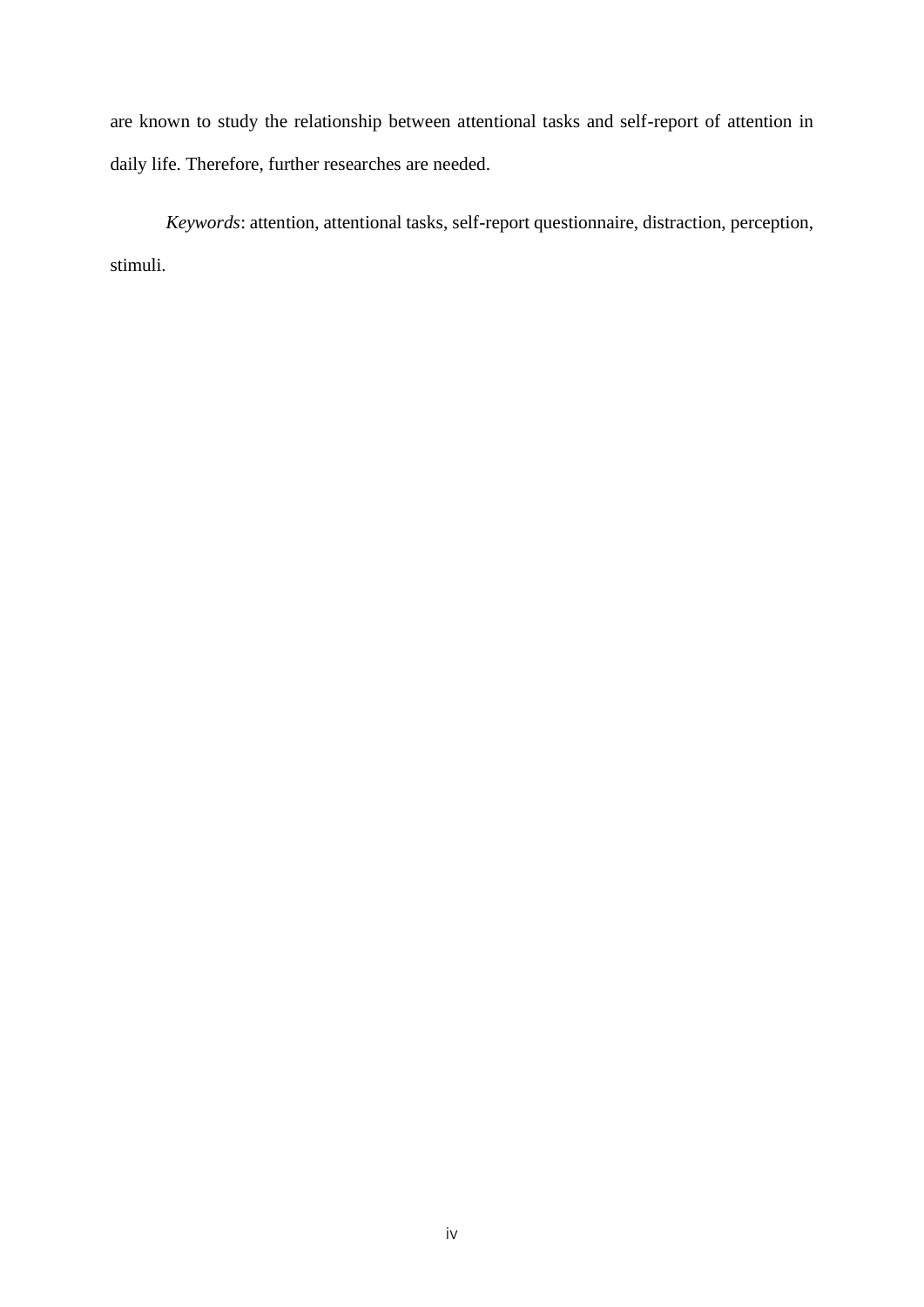are known to study the relationship between attentional tasks and self-report of attention in daily life. Therefore, further researches are needed.

*Keywords*: attention, attentional tasks, self-report questionnaire, distraction, perception, stimuli.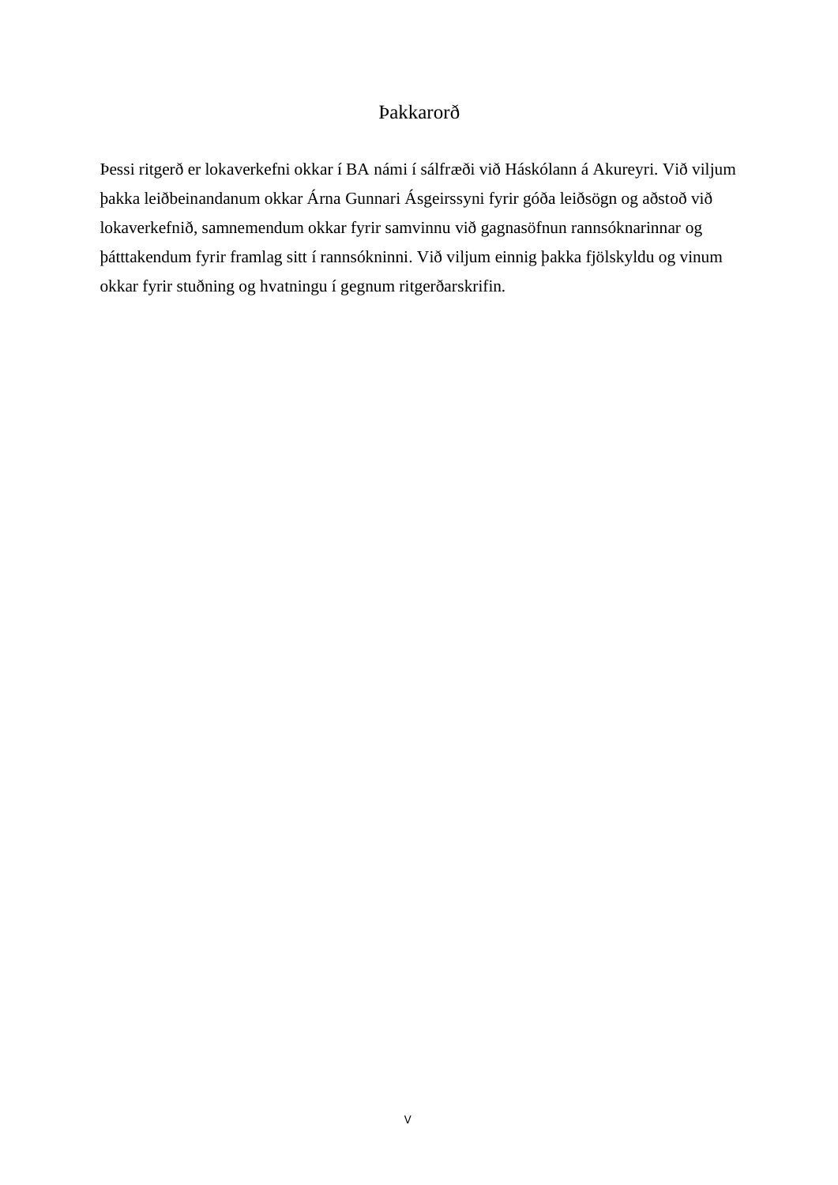# Þakkarorð

Þessi ritgerð er lokaverkefni okkar í BA námi í sálfræði við Háskólann á Akureyri. Við viljum þakka leiðbeinandanum okkar Árna Gunnari Ásgeirssyni fyrir góða leiðsögn og aðstoð við lokaverkefnið, samnemendum okkar fyrir samvinnu við gagnasöfnun rannsóknarinnar og þátttakendum fyrir framlag sitt í rannsókninni. Við viljum einnig þakka fjölskyldu og vinum okkar fyrir stuðning og hvatningu í gegnum ritgerðarskrifin.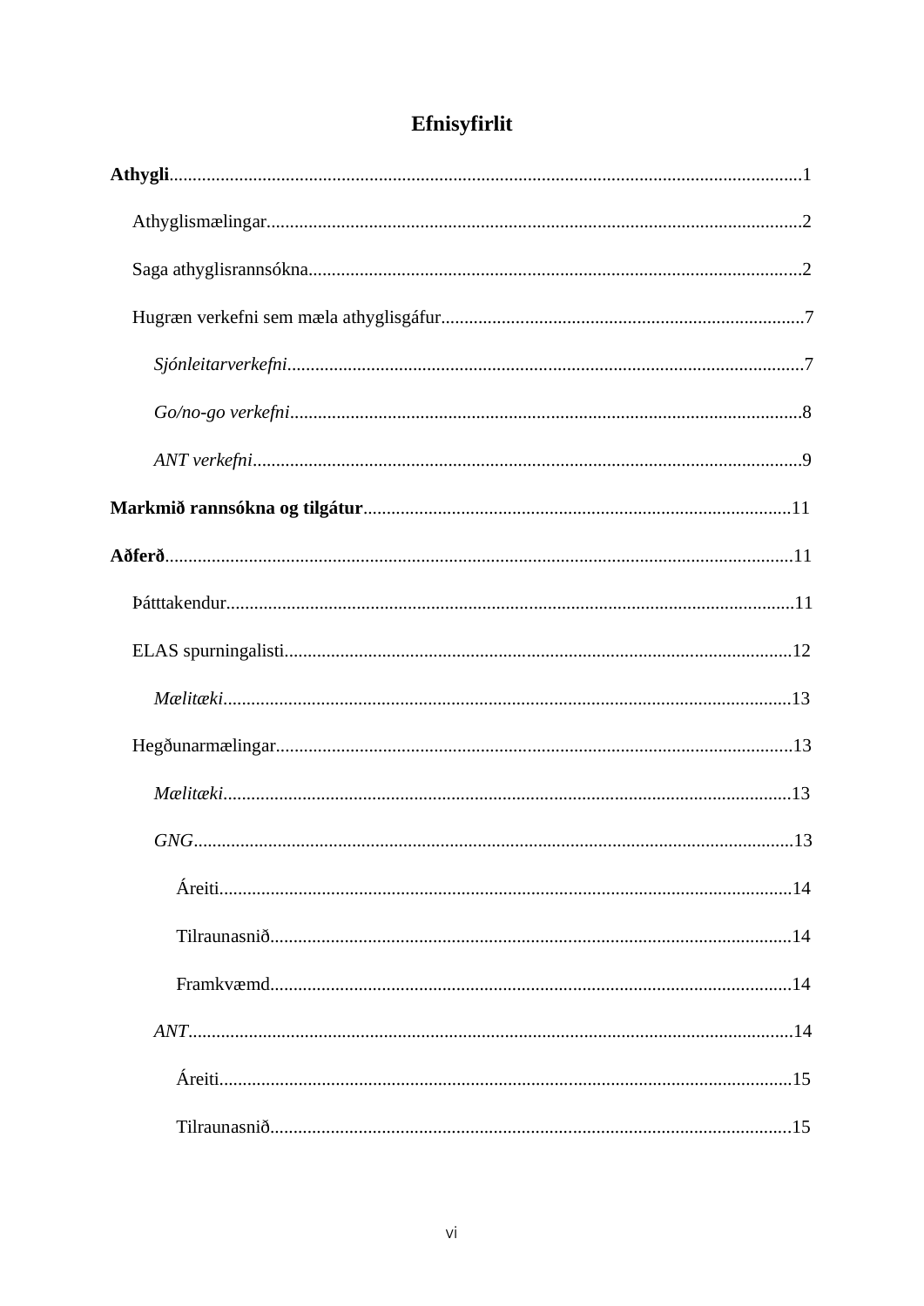# Efnisyfirlit

**Athygli**......................................................................................................................................1

Athyglismælingar..................................................................................................................2

Saga athyglisrannsókna.........................................................................................................2

Hugræn verkefni sem mæla athyglisgáfur.............................................................................7

*Sjónleitarverkefni*.............................................................................................................7

*Go/no-go verkefni*............................................................................................................8

*ANT verkefni*....................................................................................................................9

**Markmið rannsókna og tilgátur**...........................................................................................11

**Aðferð**.....................................................................................................................................11

Þátttakendur.........................................................................................................................11

ELAS spurningalisti............................................................................................................12

*Mælitæki*.........................................................................................................................13

Hegðunarmælingar..............................................................................................................13

*Mælitæki*.........................................................................................................................13

*GNG*................................................................................................................................13

Áreiti..........................................................................................................................14

Tilraunasnið...............................................................................................................14

Framkvæmd...............................................................................................................14

*ANT*.................................................................................................................................14

Áreiti..........................................................................................................................15

Tilraunasnið...............................................................................................................15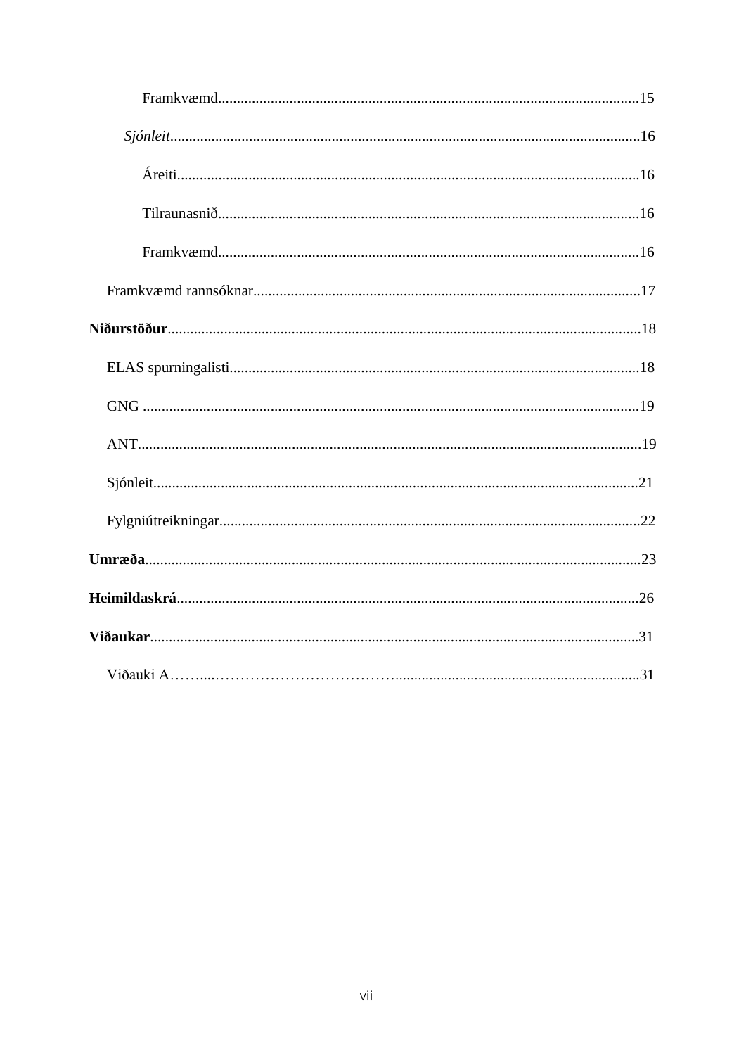Framkvæmd................................................................................................................15

*Sjónleit*.............................................................................................................................16

Áreiti...........................................................................................................................16

Tilraunasnið................................................................................................................16

Framkvæmd................................................................................................................16

Framkvæmd rannsóknar.......................................................................................................17

**Niðurstöður**.............................................................................................................................18

ELAS spurningalisti.............................................................................................................18

GNG ....................................................................................................................................19

ANT.....................................................................................................................................19

Sjónleit.................................................................................................................................21

Fylgniútreikningar...............................................................................................................22

**Umræða**...................................................................................................................................23

**Heimildaskrá**..........................................................................................................................26

**Viðaukar**..................................................................................................................................31

Viðauki A……...……………………………….................................................................31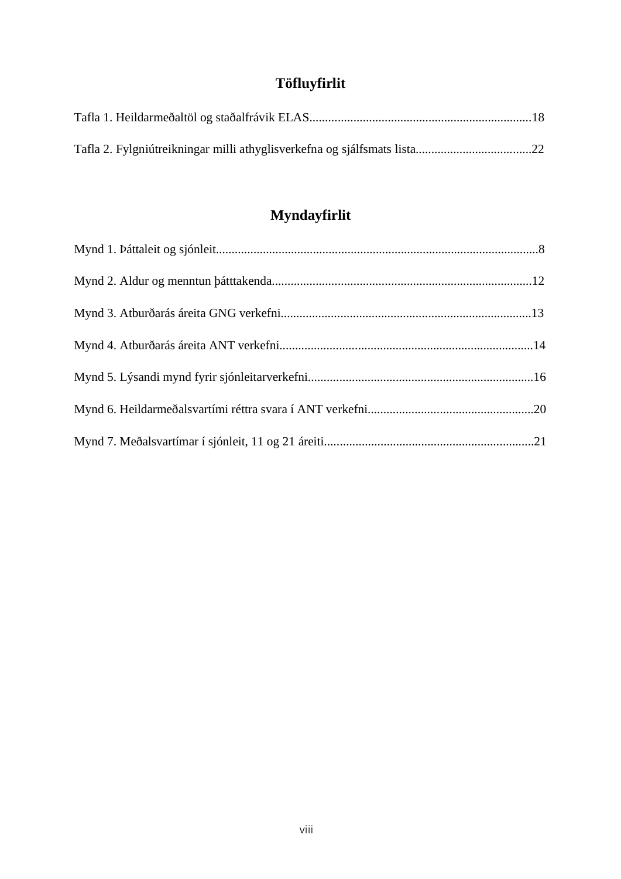## Töfluyfirlit

Tafla 1. Heildarmeðaltöl og staðalfrávik ELAS.......................................................................18

Tafla 2. Fylgniútreikningar milli athyglisverkefna og sjálfsmats lista....................................22

## Myndayfirlit

Mynd 1. Þáttaleit og sjónleit.......................................................................................................8

Mynd 2. Aldur og menntun þátttakenda...................................................................................12

Mynd 3. Atburðarás áreita GNG verkefni................................................................................13

Mynd 4. Atburðarás áreita ANT verkefni.................................................................................14

Mynd 5. Lýsandi mynd fyrir sjónleitarverkefni........................................................................16

Mynd 6. Heildarmeðalsvartími réttra svara í ANT verkefni.....................................................20

Mynd 7. Meðalsvartímar í sjónleit, 11 og 21 áreiti...................................................................21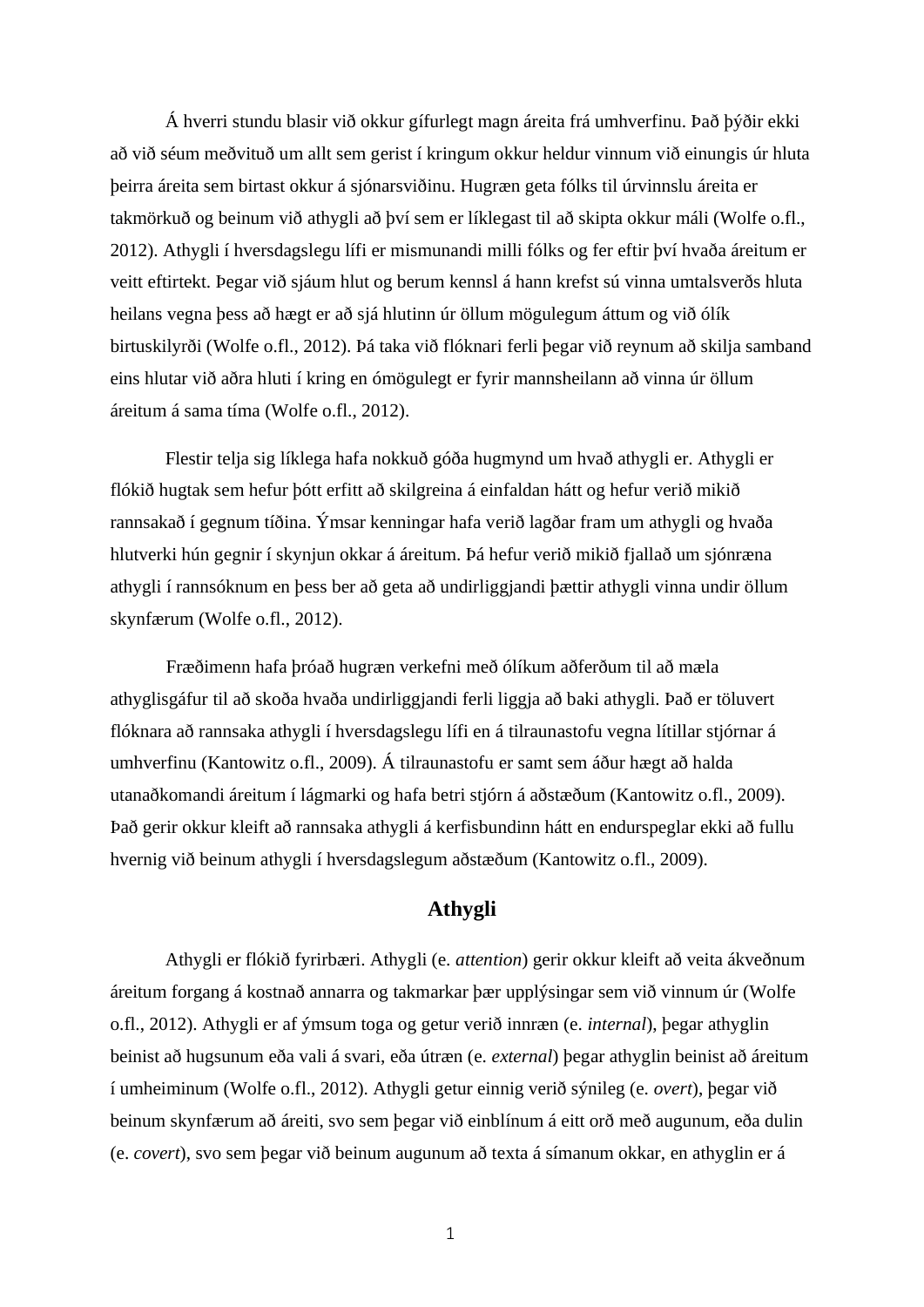Á hverri stundu blasir við okkur gífurlegt magn áreita frá umhverfinu. Það þýðir ekki að við séum meðvituð um allt sem gerist í kringum okkur heldur vinnum við einungis úr hluta þeirra áreita sem birtast okkur á sjónarsviðinu. Hugræn geta fólks til úrvinnslu áreita er takmörkuð og beinum við athygli að því sem er líklegast til að skipta okkur máli (Wolfe o.fl., 2012). Athygli í hversdagslegu lífi er mismunandi milli fólks og fer eftir því hvaða áreitum er veitt eftirtekt. Þegar við sjáum hlut og berum kennsl á hann krefst sú vinna umtalsverðs hluta heilans vegna þess að hægt er að sjá hlutinn úr öllum mögulegum áttum og við ólík birtuskilyrði (Wolfe o.fl., 2012). Þá taka við flóknari ferli þegar við reynum að skilja samband eins hlutar við aðra hluti í kring en ómögulegt er fyrir mannsheilann að vinna úr öllum áreitum á sama tíma (Wolfe o.fl., 2012).

Flestir telja sig líklega hafa nokkuð góða hugmynd um hvað athygli er. Athygli er flókið hugtak sem hefur þótt erfitt að skilgreina á einfaldan hátt og hefur verið mikið rannsakað í gegnum tíðina. Ýmsar kenningar hafa verið lagðar fram um athygli og hvaða hlutverki hún gegnir í skynjun okkar á áreitum. Þá hefur verið mikið fjallað um sjónræna athygli í rannsóknum en þess ber að geta að undirliggjandi þættir athygli vinna undir öllum skynfærum (Wolfe o.fl., 2012).

Fræðimenn hafa þróað hugræn verkefni með ólíkum aðferðum til að mæla athyglisgáfur til að skoða hvaða undirliggjandi ferli liggja að baki athygli. Það er töluvert flóknara að rannsaka athygli í hversdagslegu lífi en á tilraunastofu vegna lítillar stjórnar á umhverfinu (Kantowitz o.fl., 2009). Á tilraunastofu er samt sem áður hægt að halda utanaðkomandi áreitum í lágmarki og hafa betri stjórn á aðstæðum (Kantowitz o.fl., 2009). Það gerir okkur kleift að rannsaka athygli á kerfisbundinn hátt en endurspeglar ekki að fullu hvernig við beinum athygli í hversdagslegum aðstæðum (Kantowitz o.fl., 2009).

## Athygli

Athygli er flókið fyrirbæri. Athygli (e. *attention*) gerir okkur kleift að veita ákveðnum áreitum forgang á kostnað annarra og takmarkar þær upplýsingar sem við vinnum úr (Wolfe o.fl., 2012). Athygli er af ýmsum toga og getur verið innræn (e. *internal*), þegar athyglin beinist að hugsunum eða vali á svari, eða útræn (e. *external*) þegar athyglin beinist að áreitum í umheiminum (Wolfe o.fl., 2012). Athygli getur einnig verið sýnileg (e. *overt*), þegar við beinum skynfærum að áreiti, svo sem þegar við einblínum á eitt orð með augunum, eða dulin (e. *covert*), svo sem þegar við beinum augunum að texta á símanum okkar, en athyglin er á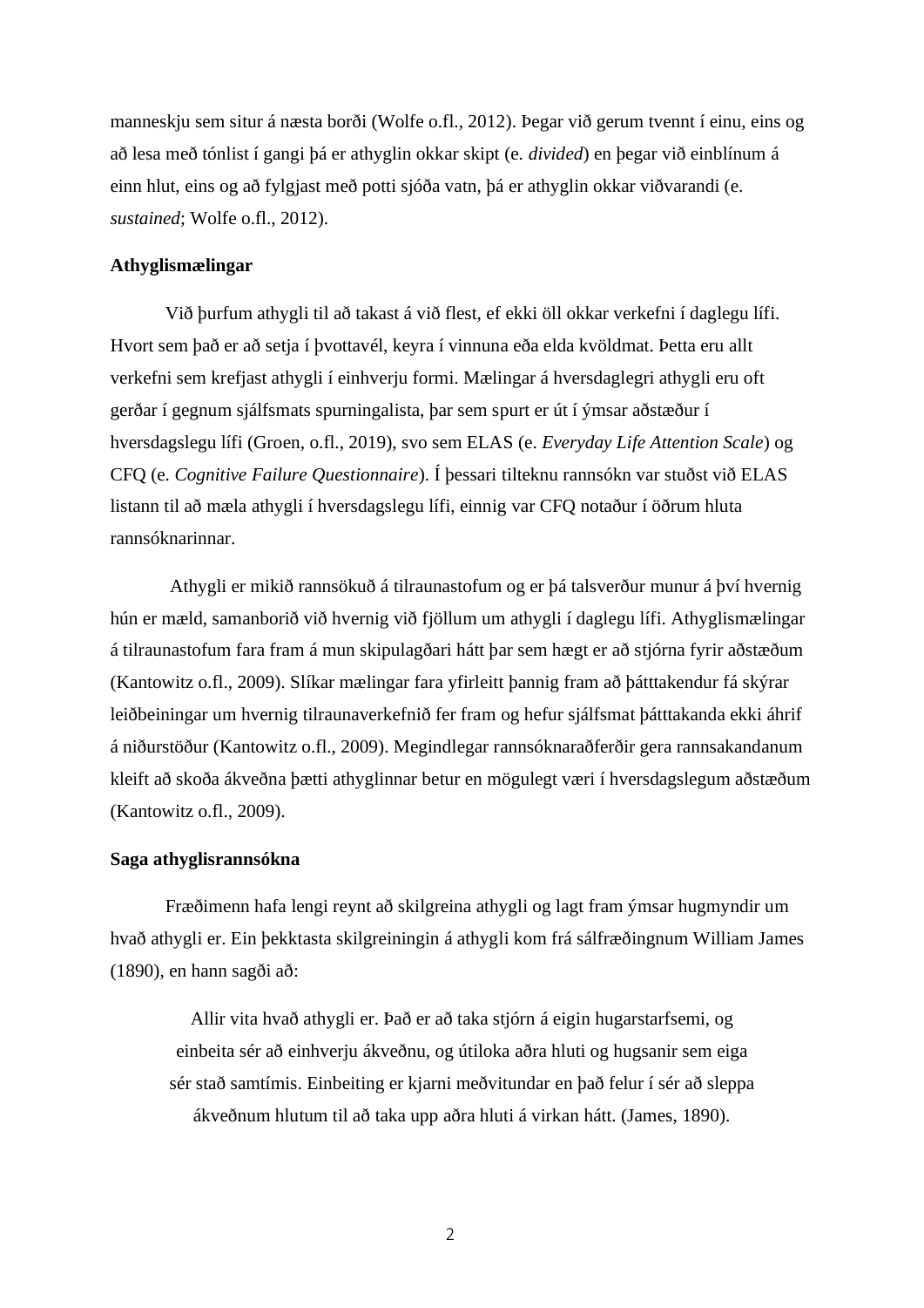manneskju sem situr á næsta borði (Wolfe o.fl., 2012). Þegar við gerum tvennt í einu, eins og að lesa með tónlist í gangi þá er athyglin okkar skipt (e. *divided*) en þegar við einblínum á einn hlut, eins og að fylgjast með potti sjóða vatn, þá er athyglin okkar viðvarandi (e. *sustained*; Wolfe o.fl., 2012).

**Athyglismælingar**

Við þurfum athygli til að takast á við flest, ef ekki öll okkar verkefni í daglegu lífi. Hvort sem það er að setja í þvottavél, keyra í vinnuna eða elda kvöldmat. Þetta eru allt verkefni sem krefjast athygli í einhverju formi. Mælingar á hversdaglegri athygli eru oft gerðar í gegnum sjálfsmats spurningalista, þar sem spurt er út í ýmsar aðstæður í hversdagslegu lífi (Groen, o.fl., 2019), svo sem ELAS (e. *Everyday Life Attention Scale*) og CFQ (e. *Cognitive Failure Questionnaire*). Í þessari tilteknu rannsókn var stuðst við ELAS listann til að mæla athygli í hversdagslegu lífi, einnig var CFQ notaður í öðrum hluta rannsóknarinnar.

Athygli er mikið rannsökuð á tilraunastofum og er þá talsverður munur á því hvernig hún er mæld, samanborið við hvernig við fjöllum um athygli í daglegu lífi. Athyglismælingar á tilraunastofum fara fram á mun skipulagðari hátt þar sem hægt er að stjórna fyrir aðstæðum (Kantowitz o.fl., 2009). Slíkar mælingar fara yfirleitt þannig fram að þátttakendur fá skýrar leiðbeiningar um hvernig tilraunaverkefnið fer fram og hefur sjálfsmat þátttakanda ekki áhrif á niðurstöður (Kantowitz o.fl., 2009). Megindlegar rannsóknaraðferðir gera rannsakandanum kleift að skoða ákveðna þætti athyglinnar betur en mögulegt væri í hversdagslegum aðstæðum (Kantowitz o.fl., 2009).

**Saga athyglisrannsókna**

Fræðimenn hafa lengi reynt að skilgreina athygli og lagt fram ýmsar hugmyndir um hvað athygli er. Ein þekktasta skilgreiningin á athygli kom frá sálfræðingnum William James (1890), en hann sagði að:

> Allir vita hvað athygli er. Það er að taka stjórn á eigin hugarstarfsemi, og einbeita sér að einhverju ákveðnu, og útiloka aðra hluti og hugsanir sem eiga sér stað samtímis. Einbeiting er kjarni meðvitundar en það felur í sér að sleppa ákveðnum hlutum til að taka upp aðra hluti á virkan hátt. (James, 1890).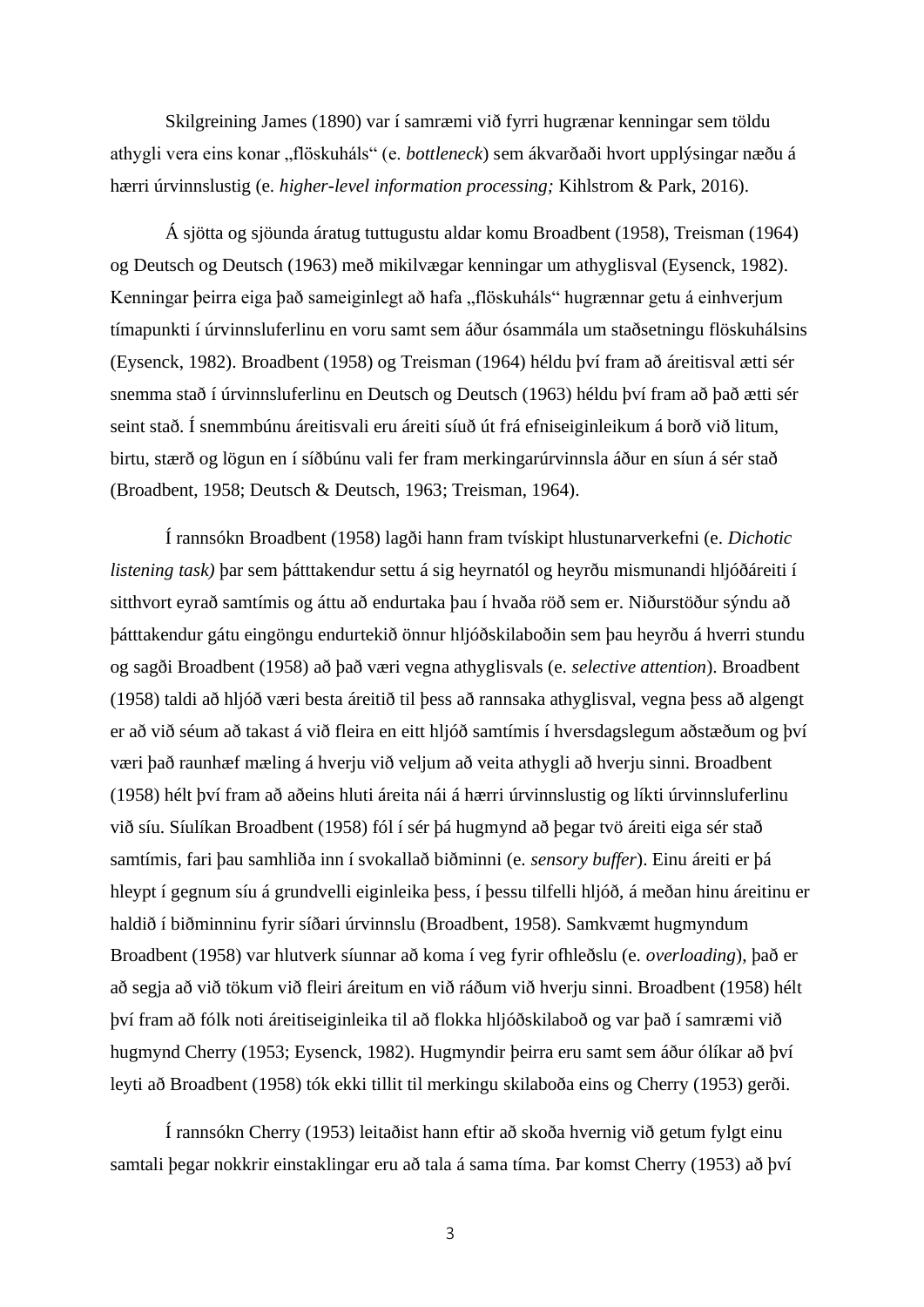Skilgreining James (1890) var í samræmi við fyrri hugrænar kenningar sem töldu athygli vera eins konar „flöskuháls“ (e. *bottleneck*) sem ákvarðaði hvort upplýsingar næðu á hærri úrvinnslustig (e. *higher-level information processing;* Kihlstrom & Park, 2016).

Á sjötta og sjöunda áratug tuttugustu aldar komu Broadbent (1958), Treisman (1964) og Deutsch og Deutsch (1963) með mikilvægar kenningar um athyglisval (Eysenck, 1982). Kenningar þeirra eiga það sameiginlegt að hafa „flöskuháls“ hugrænnar getu á einhverjum tímapunkti í úrvinnsluferlinu en voru samt sem áður ósammála um staðsetningu flöskuhálsins (Eysenck, 1982). Broadbent (1958) og Treisman (1964) héldu því fram að áreitisval ætti sér snemma stað í úrvinnsluferlinu en Deutsch og Deutsch (1963) héldu því fram að það ætti sér seint stað. Í snemmbúnu áreitisvali eru áreiti síuð út frá efniseiginleikum á borð við litum, birtu, stærð og lögun en í síðbúnu vali fer fram merkingarúrvinnsla áður en síun á sér stað (Broadbent, 1958; Deutsch & Deutsch, 1963; Treisman, 1964).

Í rannsókn Broadbent (1958) lagði hann fram tvískipt hlustunarverkefni (e. *Dichotic listening task)* þar sem þátttakendur settu á sig heyrnatól og heyrðu mismunandi hljóðáreiti í sitthvort eyrað samtímis og áttu að endurtaka þau í hvaða röð sem er. Niðurstöður sýndu að þátttakendur gátu eingöngu endurtekið önnur hljóðskilaboðin sem þau heyrðu á hverri stundu og sagði Broadbent (1958) að það væri vegna athyglisvals (e. *selective attention*). Broadbent (1958) taldi að hljóð væri besta áreitið til þess að rannsaka athyglisval, vegna þess að algengt er að við séum að takast á við fleira en eitt hljóð samtímis í hversdagslegum aðstæðum og því væri það raunhæf mæling á hverju við veljum að veita athygli að hverju sinni. Broadbent (1958) hélt því fram að aðeins hluti áreita nái á hærri úrvinnslustig og líkti úrvinnsluferlinu við síu. Síulíkan Broadbent (1958) fól í sér þá hugmynd að þegar tvö áreiti eiga sér stað samtímis, fari þau samhliða inn í svokallað biðminni (e. *sensory buffer*). Einu áreiti er þá hleypt í gegnum síu á grundvelli eiginleika þess, í þessu tilfelli hljóð, á meðan hinu áreitinu er haldið í biðminninu fyrir síðari úrvinnslu (Broadbent, 1958). Samkvæmt hugmyndum Broadbent (1958) var hlutverk síunnar að koma í veg fyrir ofhleðslu (e. *overloading*), það er að segja að við tökum við fleiri áreitum en við ráðum við hverju sinni. Broadbent (1958) hélt því fram að fólk noti áreitiseiginleika til að flokka hljóðskilaboð og var það í samræmi við hugmynd Cherry (1953; Eysenck, 1982). Hugmyndir þeirra eru samt sem áður ólíkar að því leyti að Broadbent (1958) tók ekki tillit til merkingu skilaboða eins og Cherry (1953) gerði.

Í rannsókn Cherry (1953) leitaðist hann eftir að skoða hvernig við getum fylgt einu samtali þegar nokkrir einstaklingar eru að tala á sama tíma. Þar komst Cherry (1953) að því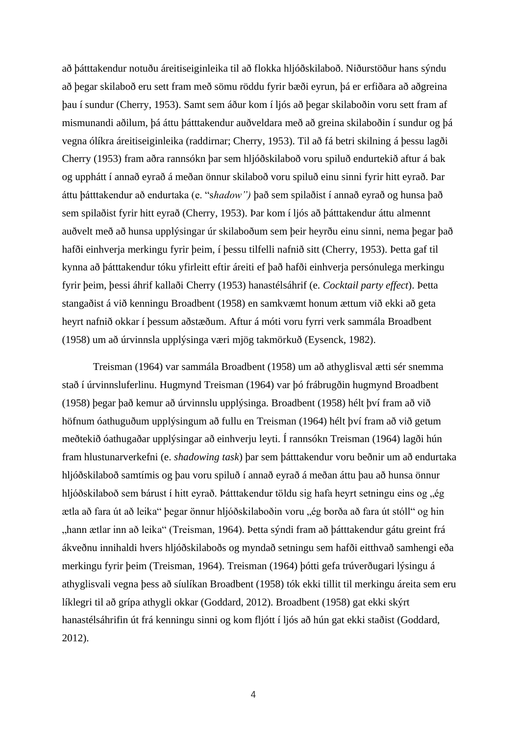að þátttakendur notuðu áreitiseiginleika til að flokka hljóðskilaboð. Niðurstöður hans sýndu að þegar skilaboð eru sett fram með sömu röddu fyrir bæði eyrun, þá er erfiðara að aðgreina þau í sundur (Cherry, 1953). Samt sem áður kom í ljós að þegar skilaboðin voru sett fram af mismunandi aðilum, þá áttu þátttakendur auðveldara með að greina skilaboðin í sundur og þá vegna ólíkra áreitiseiginleika (raddirnar; Cherry, 1953). Til að fá betri skilning á þessu lagði Cherry (1953) fram aðra rannsókn þar sem hljóðskilaboð voru spiluð endurtekið aftur á bak og upphátt í annað eyrað á meðan önnur skilaboð voru spiluð einu sinni fyrir hitt eyrað. Þar áttu þátttakendur að endurtaka (e. "s*hadow")* það sem spilaðist í annað eyrað og hunsa það sem spilaðist fyrir hitt eyrað (Cherry, 1953). Þar kom í ljós að þátttakendur áttu almennt auðvelt með að hunsa upplýsingar úr skilaboðum sem þeir heyrðu einu sinni, nema þegar það hafði einhverja merkingu fyrir þeim, í þessu tilfelli nafnið sitt (Cherry, 1953). Þetta gaf til kynna að þátttakendur tóku yfirleitt eftir áreiti ef það hafði einhverja persónulega merkingu fyrir þeim, þessi áhrif kallaði Cherry (1953) hanastélsáhrif (e. *Cocktail party effect*). Þetta stangaðist á við kenningu Broadbent (1958) en samkvæmt honum ættum við ekki að geta heyrt nafnið okkar í þessum aðstæðum. Aftur á móti voru fyrri verk sammála Broadbent (1958) um að úrvinnsla upplýsinga væri mjög takmörkuð (Eysenck, 1982).

Treisman (1964) var sammála Broadbent (1958) um að athyglisval ætti sér snemma stað í úrvinnsluferlinu. Hugmynd Treisman (1964) var þó frábrugðin hugmynd Broadbent (1958) þegar það kemur að úrvinnslu upplýsinga. Broadbent (1958) hélt því fram að við höfnum óathuguðum upplýsingum að fullu en Treisman (1964) hélt því fram að við getum meðtekið óathugaðar upplýsingar að einhverju leyti. Í rannsókn Treisman (1964) lagði hún fram hlustunarverkefni (e. *shadowing task*) þar sem þátttakendur voru beðnir um að endurtaka hljóðskilaboð samtímis og þau voru spiluð í annað eyrað á meðan áttu þau að hunsa önnur hljóðskilaboð sem bárust í hitt eyrað. Þátttakendur töldu sig hafa heyrt setningu eins og „ég ætla að fara út að leika" þegar önnur hljóðskilaboðin voru „ég borða að fara út stóll" og hin „hann ætlar inn að leika" (Treisman, 1964). Þetta sýndi fram að þátttakendur gátu greint frá ákveðnu innihaldi hvers hljóðskilaboðs og myndað setningu sem hafði eitthvað samhengi eða merkingu fyrir þeim (Treisman, 1964). Treisman (1964) þótti gefa trúverðugari lýsingu á athyglisvali vegna þess að síulíkan Broadbent (1958) tók ekki tillit til merkingu áreita sem eru líklegri til að grípa athygli okkar (Goddard, 2012). Broadbent (1958) gat ekki skýrt hanastélsáhrifin út frá kenningu sinni og kom fljótt í ljós að hún gat ekki staðist (Goddard, 2012).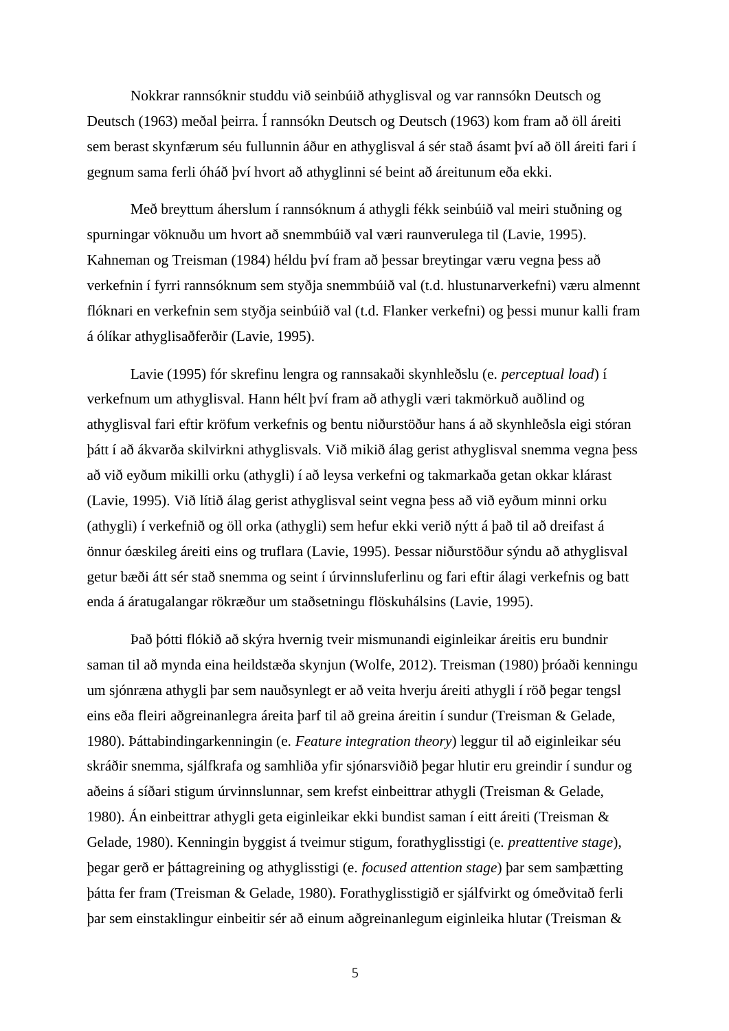Nokkrar rannsóknir studdu við seinbúið athyglisval og var rannsókn Deutsch og Deutsch (1963) meðal þeirra. Í rannsókn Deutsch og Deutsch (1963) kom fram að öll áreiti sem berast skynfærum séu fullunnin áður en athyglisval á sér stað ásamt því að öll áreiti fari í gegnum sama ferli óháð því hvort að athyglinni sé beint að áreitunum eða ekki.

Með breyttum áherslum í rannsóknum á athygli fékk seinbúið val meiri stuðning og spurningar vöknuðu um hvort að snemmbúið val væri raunverulega til (Lavie, 1995). Kahneman og Treisman (1984) héldu því fram að þessar breytingar væru vegna þess að verkefnin í fyrri rannsóknum sem styðja snemmbúið val (t.d. hlustunarverkefni) væru almennt flóknari en verkefnin sem styðja seinbúið val (t.d. Flanker verkefni) og þessi munur kalli fram á ólíkar athyglisaðferðir (Lavie, 1995).

Lavie (1995) fór skrefinu lengra og rannsakaði skynhleðslu (e. *perceptual load*) í verkefnum um athyglisval. Hann hélt því fram að athygli væri takmörkuð auðlind og athyglisval fari eftir kröfum verkefnis og bentu niðurstöður hans á að skynhleðsla eigi stóran þátt í að ákvarða skilvirkni athyglisvals. Við mikið álag gerist athyglisval snemma vegna þess að við eyðum mikilli orku (athygli) í að leysa verkefni og takmarkaða getan okkar klárast (Lavie, 1995). Við lítið álag gerist athyglisval seint vegna þess að við eyðum minni orku (athygli) í verkefnið og öll orka (athygli) sem hefur ekki verið nýtt á það til að dreifast á önnur óæskileg áreiti eins og truflara (Lavie, 1995). Þessar niðurstöður sýndu að athyglisval getur bæði átt sér stað snemma og seint í úrvinnsluferlinu og fari eftir álagi verkefnis og batt enda á áratugalangar rökræður um staðsetningu flöskuhálsins (Lavie, 1995).

Það þótti flókið að skýra hvernig tveir mismunandi eiginleikar áreitis eru bundnir saman til að mynda eina heildstæða skynjun (Wolfe, 2012). Treisman (1980) þróaði kenningu um sjónræna athygli þar sem nauðsynlegt er að veita hverju áreiti athygli í röð þegar tengsl eins eða fleiri aðgreinanlegra áreita þarf til að greina áreitin í sundur (Treisman & Gelade, 1980). Þáttabindingarkenningin (e. *Feature integration theory*) leggur til að eiginleikar séu skráðir snemma, sjálfkrafa og samhliða yfir sjónarsviðið þegar hlutir eru greindir í sundur og aðeins á síðari stigum úrvinnslunnar, sem krefst einbeittrar athygli (Treisman & Gelade, 1980). Án einbeittrar athygli geta eiginleikar ekki bundist saman í eitt áreiti (Treisman & Gelade, 1980). Kenningin byggist á tveimur stigum, forathyglisstigi (e. *preattentive stage*), þegar gerð er þáttagreining og athyglisstigi (e. *focused attention stage*) þar sem samþætting þátta fer fram (Treisman & Gelade, 1980). Forathyglisstigið er sjálfvirkt og ómeðvitað ferli þar sem einstaklingur einbeitir sér að einum aðgreinanlegum eiginleika hlutar (Treisman &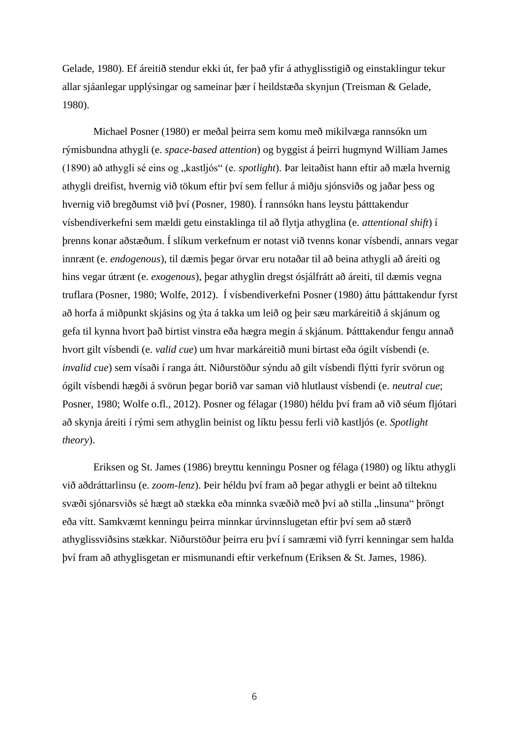Gelade, 1980). Ef áreitið stendur ekki út, fer það yfir á athyglisstigið og einstaklingur tekur allar sjáanlegar upplýsingar og sameinar þær í heildstæða skynjun (Treisman & Gelade, 1980).

Michael Posner (1980) er meðal þeirra sem komu með mikilvæga rannsókn um rýmisbundna athygli (e. *space-based attention*) og byggist á þeirri hugmynd William James (1890) að athygli sé eins og „kastljós“ (e. *spotlight*). Þar leitaðist hann eftir að mæla hvernig athygli dreifist, hvernig við tökum eftir því sem fellur á miðju sjónsviðs og jaðar þess og hvernig við bregðumst við því (Posner, 1980). Í rannsókn hans leystu þátttakendur vísbendiverkefni sem mældi getu einstaklinga til að flytja athyglina (e. *attentional shift*) í þrenns konar aðstæðum. Í slíkum verkefnum er notast við tvenns konar vísbendi, annars vegar innrænt (e. *endogenous*), til dæmis þegar örvar eru notaðar til að beina athygli að áreiti og hins vegar útrænt (e. *exogenous*), þegar athyglin dregst ósjálfrátt að áreiti, til dæmis vegna truflara (Posner, 1980; Wolfe, 2012). Í vísbendiverkefni Posner (1980) áttu þátttakendur fyrst að horfa á miðpunkt skjásins og ýta á takka um leið og þeir sæu markáreitið á skjánum og gefa til kynna hvort það birtist vinstra eða hægra megin á skjánum. Þátttakendur fengu annað hvort gilt vísbendi (e. *valid cue*) um hvar markáreitið muni birtast eða ógilt vísbendi (e. *invalid cue*) sem vísaði í ranga átt. Niðurstöður sýndu að gilt vísbendi flýtti fyrir svörun og ógilt vísbendi hægði á svörun þegar borið var saman við hlutlaust vísbendi (e. *neutral cue*; Posner, 1980; Wolfe o.fl., 2012). Posner og félagar (1980) héldu því fram að við séum fljótari að skynja áreiti í rými sem athyglin beinist og líktu þessu ferli við kastljós (e. *Spotlight theory*).

Eriksen og St. James (1986) breyttu kenningu Posner og félaga (1980) og líktu athygli við aðdráttarlinsu (e. *zoom-lenz*). Þeir héldu því fram að þegar athygli er beint að tilteknu svæði sjónarsviðs sé hægt að stækka eða minnka svæðið með því að stilla „linsuna“ þröngt eða vítt. Samkvæmt kenningu þeirra minnkar úrvinnslugetan eftir því sem að stærð athyglissviðsins stækkar. Niðurstöður þeirra eru því í samræmi við fyrri kenningar sem halda því fram að athyglisgetan er mismunandi eftir verkefnum (Eriksen & St. James, 1986).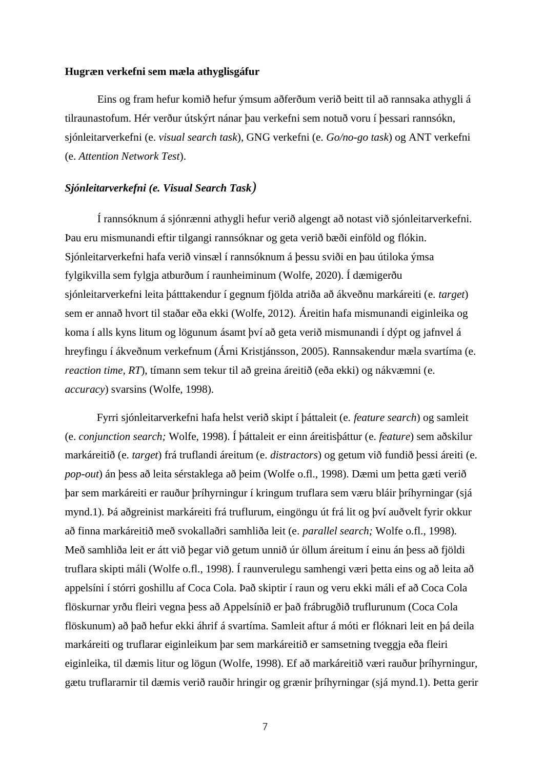**Hugræn verkefni sem mæla athyglisgáfur**

Eins og fram hefur komið hefur ýmsum aðferðum verið beitt til að rannsaka athygli á tilraunastofum. Hér verður útskýrt nánar þau verkefni sem notuð voru í þessari rannsókn, sjónleitarverkefni (e. *visual search task*), GNG verkefni (e. *Go/no-go task*) og ANT verkefni (e. *Attention Network Test*).

***Sjónleitarverkefni (e. Visual Search Task)***

Í rannsóknum á sjónrænni athygli hefur verið algengt að notast við sjónleitarverkefni. Þau eru mismunandi eftir tilgangi rannsóknar og geta verið bæði einföld og flókin. Sjónleitarverkefni hafa verið vinsæl í rannsóknum á þessu sviði en þau útiloka ýmsa fylgikvilla sem fylgja atburðum í raunheiminum (Wolfe, 2020). Í dæmigerðu sjónleitarverkefni leita þátttakendur í gegnum fjölda atriða að ákveðnu markáreiti (e. *target*) sem er annað hvort til staðar eða ekki (Wolfe, 2012). Áreitin hafa mismunandi eiginleika og koma í alls kyns litum og lögunum ásamt því að geta verið mismunandi í dýpt og jafnvel á hreyfingu í ákveðnum verkefnum (Árni Kristjánsson, 2005). Rannsakendur mæla svartíma (e. *reaction time, RT*), tímann sem tekur til að greina áreitið (eða ekki) og nákvæmni (e. *accuracy*) svarsins (Wolfe, 1998).

Fyrri sjónleitarverkefni hafa helst verið skipt í þáttaleit (e. *feature search*) og samleit (e. *conjunction search;* Wolfe, 1998). Í þáttaleit er einn áreitisþáttur (e. *feature*) sem aðskilur markáreitið (e. *target*) frá truflandi áreitum (e. *distractors*) og getum við fundið þessi áreiti (e. *pop-out*) án þess að leita sérstaklega að þeim (Wolfe o.fl., 1998). Dæmi um þetta gæti verið þar sem markáreiti er rauður þríhyrningur í kringum truflara sem væru bláir þríhyrningar (sjá mynd.1). Þá aðgreinist markáreiti frá truflurum, eingöngu út frá lit og því auðvelt fyrir okkur að finna markáreitið með svokallaðri samhliða leit (e. *parallel search;* Wolfe o.fl., 1998). Með samhliða leit er átt við þegar við getum unnið úr öllum áreitum í einu án þess að fjöldi truflara skipti máli (Wolfe o.fl., 1998). Í raunverulegu samhengi væri þetta eins og að leita að appelsíni í stórri goshillu af Coca Cola. Það skiptir í raun og veru ekki máli ef að Coca Cola flöskurnar yrðu fleiri vegna þess að Appelsínið er það frábrugðið truflurunum (Coca Cola flöskunum) að það hefur ekki áhrif á svartíma. Samleit aftur á móti er flóknari leit en þá deila markáreiti og truflarar eiginleikum þar sem markáreitið er samsetning tveggja eða fleiri eiginleika, til dæmis litur og lögun (Wolfe, 1998). Ef að markáreitið væri rauður þríhyrningur, gætu truflararnir til dæmis verið rauðir hringir og grænir þríhyrningar (sjá mynd.1). Þetta gerir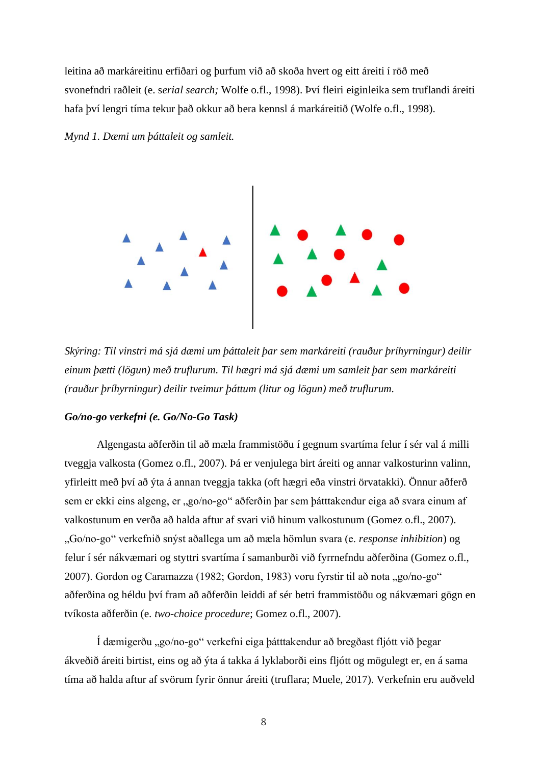leitina að markáreitinu erfiðari og þurfum við að skoða hvert og eitt áreiti í röð með svonefndri raðleit (e. s*erial search;* Wolfe o.fl., 1998). Því fleiri eiginleika sem truflandi áreiti hafa því lengri tíma tekur það okkur að bera kennsl á markáreitið (Wolfe o.fl., 1998).

*Mynd 1. Dæmi um þáttaleit og samleit.*

*Skýring: Til vinstri má sjá dæmi um þáttaleit þar sem markáreiti (rauður þríhyrningur) deilir einum þætti (lögun) með truflurum. Til hægri má sjá dæmi um samleit þar sem markáreiti (rauður þríhyrningur) deilir tveimur þáttum (litur og lögun) með truflurum.*

### *Go/no-go verkefni (e. Go/No-Go Task)*

Algengasta aðferðin til að mæla frammistöðu í gegnum svartíma felur í sér val á milli tveggja valkosta (Gomez o.fl., 2007). Þá er venjulega birt áreiti og annar valkosturinn valinn, yfirleitt með því að ýta á annan tveggja takka (oft hægri eða vinstri örvatakki). Önnur aðferð sem er ekki eins algeng, er „go/no-go“ aðferðin þar sem þátttakendur eiga að svara einum af valkostunum en verða að halda aftur af svari við hinum valkostunum (Gomez o.fl., 2007). „Go/no-go“ verkefnið snýst aðallega um að mæla hömlun svara (e. *response inhibition*) og felur í sér nákvæmari og styttri svartíma í samanburði við fyrrnefndu aðferðina (Gomez o.fl., 2007). Gordon og Caramazza (1982; Gordon, 1983) voru fyrstir til að nota „go/no-go“ aðferðina og héldu því fram að aðferðin leiddi af sér betri frammistöðu og nákvæmari gögn en tvíkosta aðferðin (e. *two-choice procedure*; Gomez o.fl., 2007).

Í dæmigerðu „go/no-go“ verkefni eiga þátttakendur að bregðast fljótt við þegar ákveðið áreiti birtist, eins og að ýta á takka á lyklaborði eins fljótt og mögulegt er, en á sama tíma að halda aftur af svörum fyrir önnur áreiti (truflara; Muele, 2017). Verkefnin eru auðveld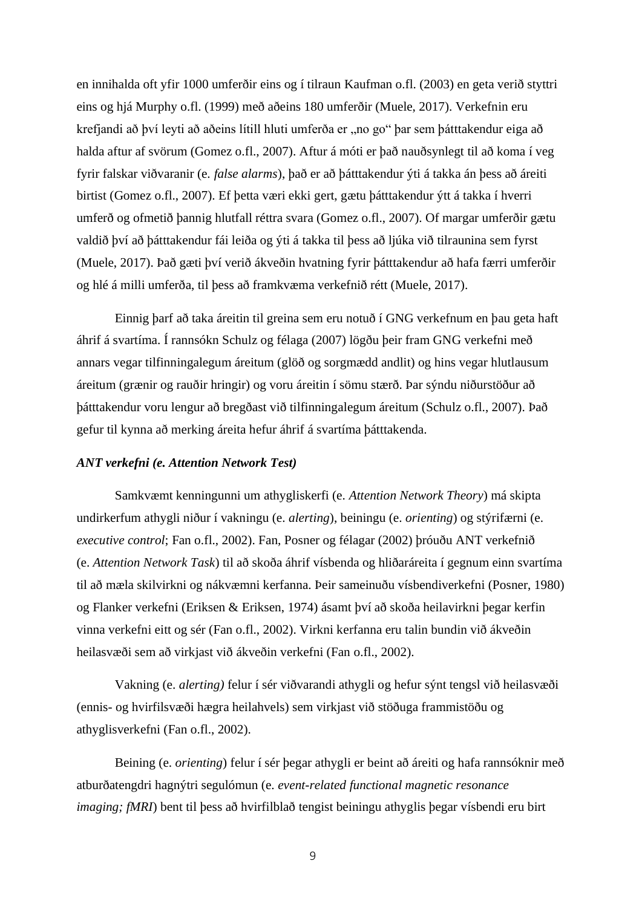en innihalda oft yfir 1000 umferðir eins og í tilraun Kaufman o.fl. (2003) en geta verið styttri eins og hjá Murphy o.fl. (1999) með aðeins 180 umferðir (Muele, 2017). Verkefnin eru krefjandi að því leyti að aðeins lítill hluti umferða er „no go" þar sem þátttakendur eiga að halda aftur af svörum (Gomez o.fl., 2007). Aftur á móti er það nauðsynlegt til að koma í veg fyrir falskar viðvaranir (e. *false alarms*), það er að þátttakendur ýti á takka án þess að áreiti birtist (Gomez o.fl., 2007). Ef þetta væri ekki gert, gætu þátttakendur ýtt á takka í hverri umferð og ofmetið þannig hlutfall réttra svara (Gomez o.fl., 2007). Of margar umferðir gætu valdið því að þátttakendur fái leiða og ýti á takka til þess að ljúka við tilraunina sem fyrst (Muele, 2017). Það gæti því verið ákveðin hvatning fyrir þátttakendur að hafa færri umferðir og hlé á milli umferða, til þess að framkvæma verkefnið rétt (Muele, 2017).

Einnig þarf að taka áreitin til greina sem eru notuð í GNG verkefnum en þau geta haft áhrif á svartíma. Í rannsókn Schulz og félaga (2007) lögðu þeir fram GNG verkefni með annars vegar tilfinningalegum áreitum (glöð og sorgmædd andlit) og hins vegar hlutlausum áreitum (grænir og rauðir hringir) og voru áreitin í sömu stærð. Þar sýndu niðurstöður að þátttakendur voru lengur að bregðast við tilfinningalegum áreitum (Schulz o.fl., 2007). Það gefur til kynna að merking áreita hefur áhrif á svartíma þátttakenda.

### *ANT verkefni (e. Attention Network Test)*

Samkvæmt kenningunni um athygliskerfi (e. *Attention Network Theory*) má skipta undirkerfum athygli niður í vakningu (e. *alerting*), beiningu (e. *orienting*) og stýrifærni (e. *executive control*; Fan o.fl., 2002). Fan, Posner og félagar (2002) þróuðu ANT verkefnið (e. *Attention Network Task*) til að skoða áhrif vísbenda og hliðaráreita í gegnum einn svartíma til að mæla skilvirkni og nákvæmni kerfanna. Þeir sameinuðu vísbendiverkefni (Posner, 1980) og Flanker verkefni (Eriksen & Eriksen, 1974) ásamt því að skoða heilavirkni þegar kerfin vinna verkefni eitt og sér (Fan o.fl., 2002). Virkni kerfanna eru talin bundin við ákveðin heilasvæði sem að virkjast við ákveðin verkefni (Fan o.fl., 2002).

Vakning (e. *alerting)* felur í sér viðvarandi athygli og hefur sýnt tengsl við heilasvæði (ennis- og hvirfilsvæði hægra heilahvels) sem virkjast við stöðuga frammistöðu og athyglisverkefni (Fan o.fl., 2002).

Beining (e. *orienting*) felur í sér þegar athygli er beint að áreiti og hafa rannsóknir með atburðatengdri hagnýtri segulómun (e. *event-related functional magnetic resonance imaging; fMRI*) bent til þess að hvirfilblað tengist beiningu athyglis þegar vísbendi eru birt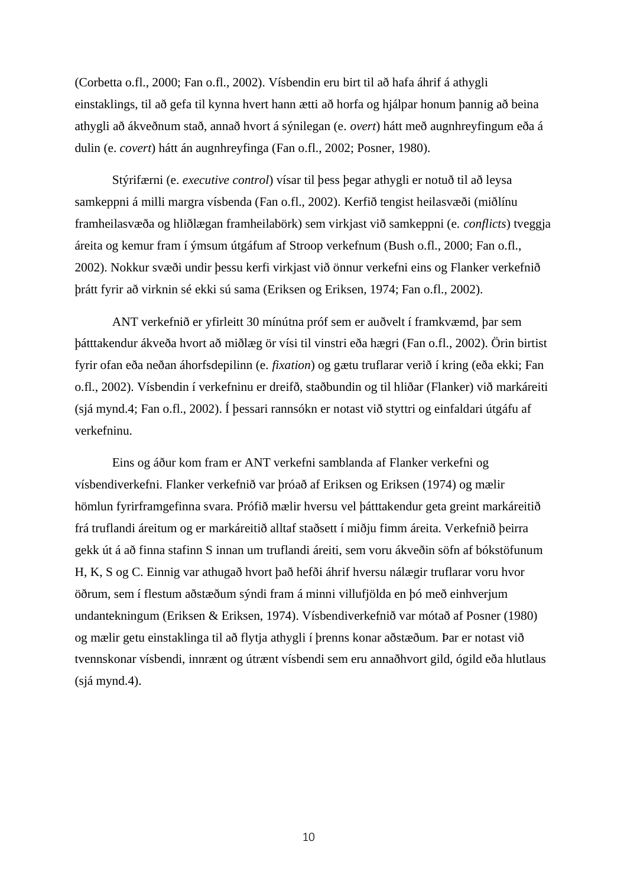(Corbetta o.fl., 2000; Fan o.fl., 2002). Vísbendin eru birt til að hafa áhrif á athygli einstaklings, til að gefa til kynna hvert hann ætti að horfa og hjálpar honum þannig að beina athygli að ákveðnum stað, annað hvort á sýnilegan (e. *overt*) hátt með augnhreyfingum eða á dulin (e. *covert*) hátt án augnhreyfinga (Fan o.fl., 2002; Posner, 1980).

Stýrifærni (e. *executive control*) vísar til þess þegar athygli er notuð til að leysa samkeppni á milli margra vísbenda (Fan o.fl., 2002). Kerfið tengist heilasvæði (miðlínu framheilasvæða og hliðlægan framheilabörk) sem virkjast við samkeppni (e. *conflicts*) tveggja áreita og kemur fram í ýmsum útgáfum af Stroop verkefnum (Bush o.fl., 2000; Fan o.fl., 2002). Nokkur svæði undir þessu kerfi virkjast við önnur verkefni eins og Flanker verkefnið þrátt fyrir að virknin sé ekki sú sama (Eriksen og Eriksen, 1974; Fan o.fl., 2002).

ANT verkefnið er yfirleitt 30 mínútna próf sem er auðvelt í framkvæmd, þar sem þátttakendur ákveða hvort að miðlæg ör vísi til vinstri eða hægri (Fan o.fl., 2002). Örin birtist fyrir ofan eða neðan áhorfsdepilinn (e. *fixation*) og gætu truflarar verið í kring (eða ekki; Fan o.fl., 2002). Vísbendin í verkefninu er dreifð, staðbundin og til hliðar (Flanker) við markáreiti (sjá mynd.4; Fan o.fl., 2002). Í þessari rannsókn er notast við styttri og einfaldari útgáfu af verkefninu.

Eins og áður kom fram er ANT verkefni samblanda af Flanker verkefni og vísbendiverkefni. Flanker verkefnið var þróað af Eriksen og Eriksen (1974) og mælir hömlun fyrirframgefinna svara. Prófið mælir hversu vel þátttakendur geta greint markáreitið frá truflandi áreitum og er markáreitið alltaf staðsett í miðju fimm áreita. Verkefnið þeirra gekk út á að finna stafinn S innan um truflandi áreiti, sem voru ákveðin söfn af bókstöfunum H, K, S og C. Einnig var athugað hvort það hefði áhrif hversu nálægir truflarar voru hvor öðrum, sem í flestum aðstæðum sýndi fram á minni villufjölda en þó með einhverjum undantekningum (Eriksen & Eriksen, 1974). Vísbendiverkefnið var mótað af Posner (1980) og mælir getu einstaklinga til að flytja athygli í þrenns konar aðstæðum. Þar er notast við tvennskonar vísbendi, innrænt og útrænt vísbendi sem eru annaðhvort gild, ógild eða hlutlaus (sjá mynd.4).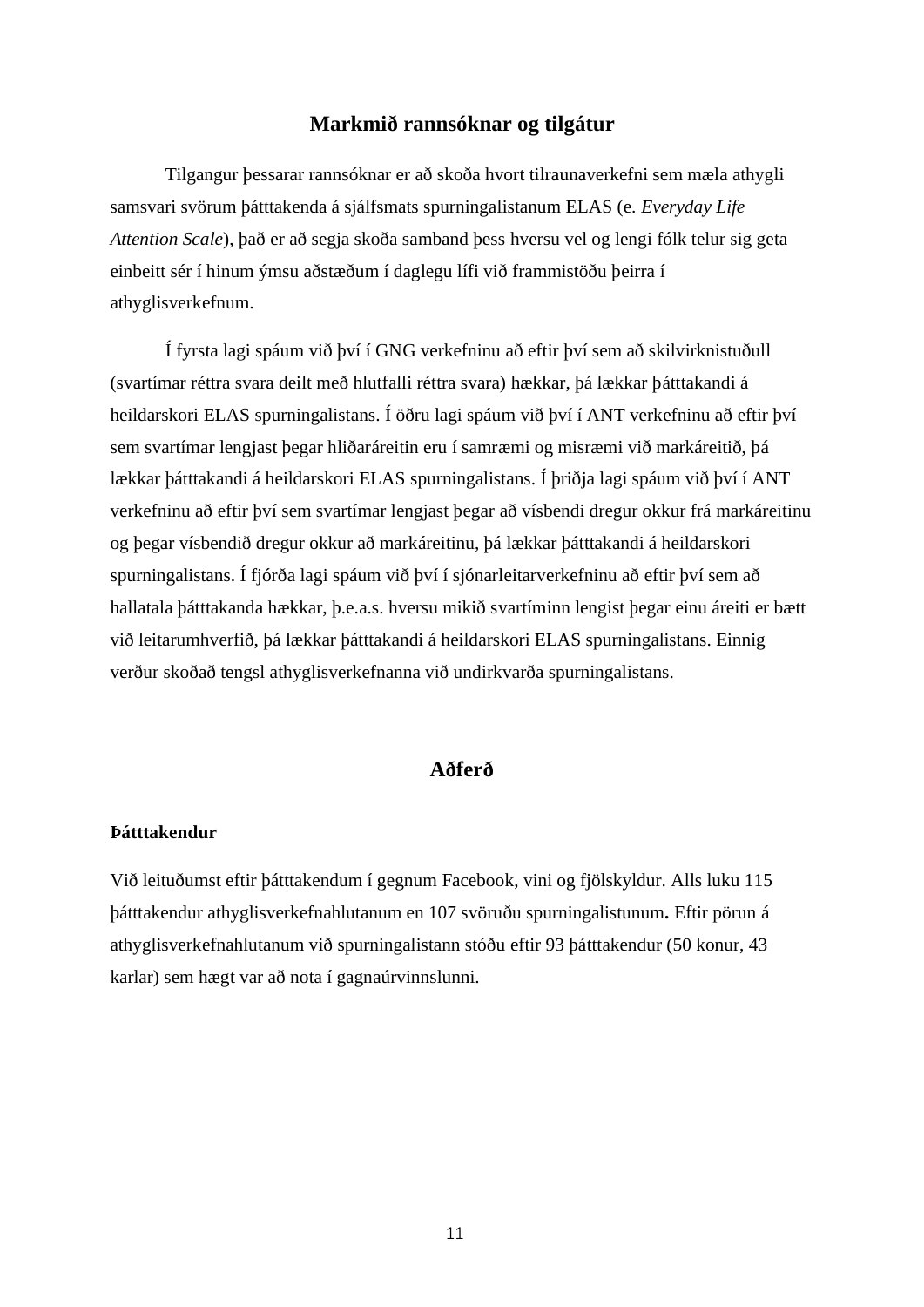## Markmið rannsóknar og tilgátur

Tilgangur þessarar rannsóknar er að skoða hvort tilraunaverkefni sem mæla athygli samsvari svörum þátttakenda á sjálfsmats spurningalistanum ELAS (e. *Everyday Life Attention Scale*), það er að segja skoða samband þess hversu vel og lengi fólk telur sig geta einbeitt sér í hinum ýmsu aðstæðum í daglegu lífi við frammistöðu þeirra í athyglisverkefnum.

Í fyrsta lagi spáum við því í GNG verkefninu að eftir því sem að skilvirknistuðull (svartímar réttra svara deilt með hlutfalli réttra svara) hækkar, þá lækkar þátttakandi á heildarskori ELAS spurningalistans. Í öðru lagi spáum við því í ANT verkefninu að eftir því sem svartímar lengjast þegar hliðaráreitin eru í samræmi og misræmi við markáreitið, þá lækkar þátttakandi á heildarskori ELAS spurningalistans. Í þriðja lagi spáum við því í ANT verkefninu að eftir því sem svartímar lengjast þegar að vísbendi dregur okkur frá markáreitinu og þegar vísbendið dregur okkur að markáreitinu, þá lækkar þátttakandi á heildarskori spurningalistans. Í fjórða lagi spáum við því í sjónarleitarverkefninu að eftir því sem að hallatala þátttakanda hækkar, þ.e.a.s. hversu mikið svartíminn lengist þegar einu áreiti er bætt við leitarumhverfið, þá lækkar þátttakandi á heildarskori ELAS spurningalistans. Einnig verður skoðað tengsl athyglisverkefnanna við undirkvarða spurningalistans.

## Aðferð

### Þátttakendur

Við leituðumst eftir þátttakendum í gegnum Facebook, vini og fjölskyldur. Alls luku 115 þátttakendur athyglisverkefnahlutanum en 107 svöruðu spurningalistunum**.** Eftir pörun á athyglisverkefnahlutanum við spurningalistann stóðu eftir 93 þátttakendur (50 konur, 43 karlar) sem hægt var að nota í gagnaúrvinnslunni.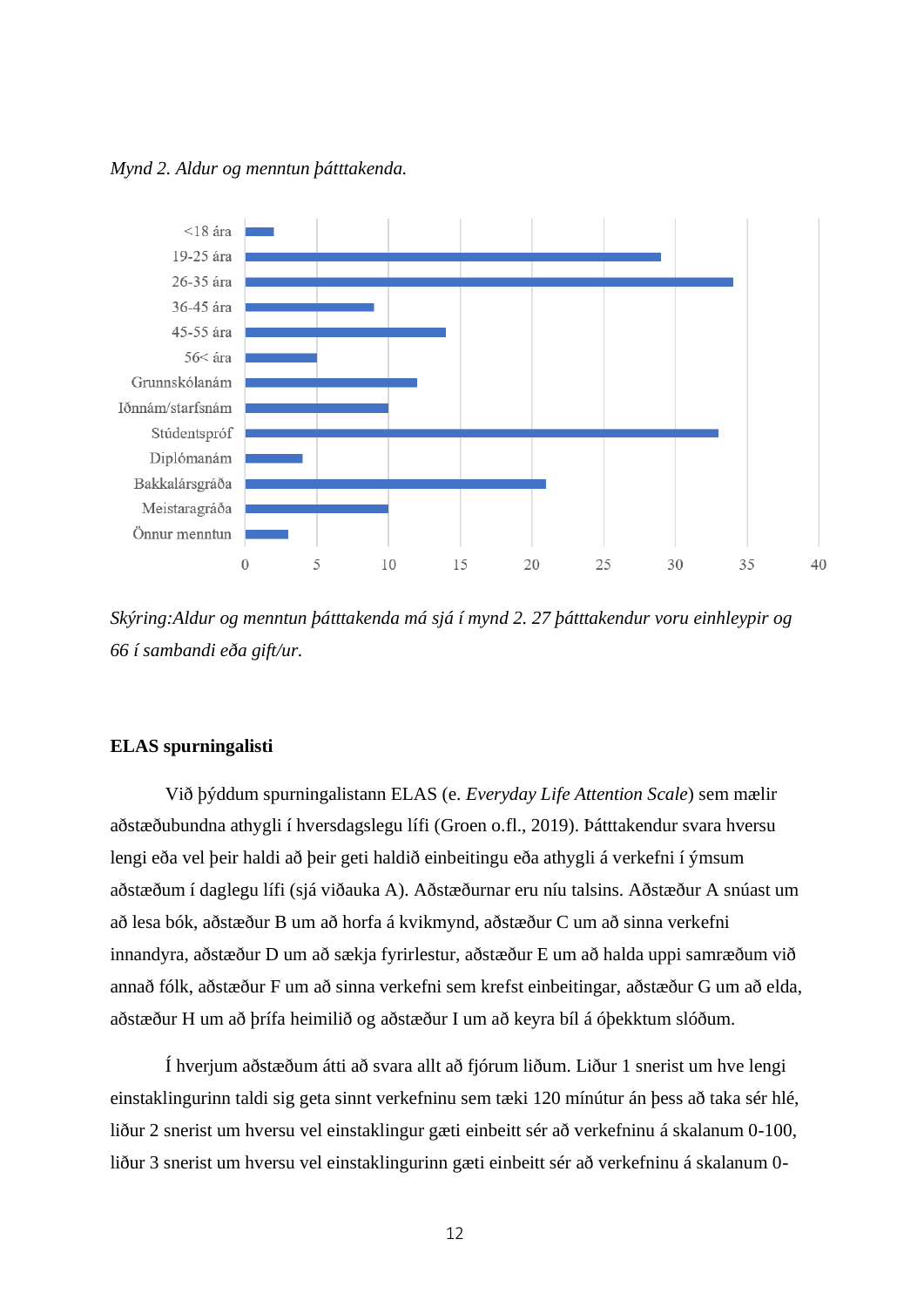*Mynd 2. Aldur og menntun þátttakenda.*

*Skýring:Aldur og menntun þátttakenda má sjá í mynd 2. 27 þátttakendur voru einhleypir og 66 í sambandi eða gift/ur.*

**ELAS spurningalisti**

Við þýddum spurningalistann ELAS (e. *Everyday Life Attention Scale*) sem mælir aðstæðubundna athygli í hversdagslegu lífi (Groen o.fl., 2019). Þátttakendur svara hversu lengi eða vel þeir haldi að þeir geti haldið einbeitingu eða athygli á verkefni í ýmsum aðstæðum í daglegu lífi (sjá viðauka A). Aðstæðurnar eru níu talsins. Aðstæður A snúast um að lesa bók, aðstæður B um að horfa á kvikmynd, aðstæður C um að sinna verkefni innandyra, aðstæður D um að sækja fyrirlestur, aðstæður E um að halda uppi samræðum við annað fólk, aðstæður F um að sinna verkefni sem krefst einbeitingar, aðstæður G um að elda, aðstæður H um að þrífa heimilið og aðstæður I um að keyra bíl á óþekktum slóðum.

Í hverjum aðstæðum átti að svara allt að fjórum liðum. Liður 1 snerist um hve lengi einstaklingurinn taldi sig geta sinnt verkefninu sem tæki 120 mínútur án þess að taka sér hlé, liður 2 snerist um hversu vel einstaklingur gæti einbeitt sér að verkefninu á skalanum 0-100, liður 3 snerist um hversu vel einstaklingurinn gæti einbeitt sér að verkefninu á skalanum 0-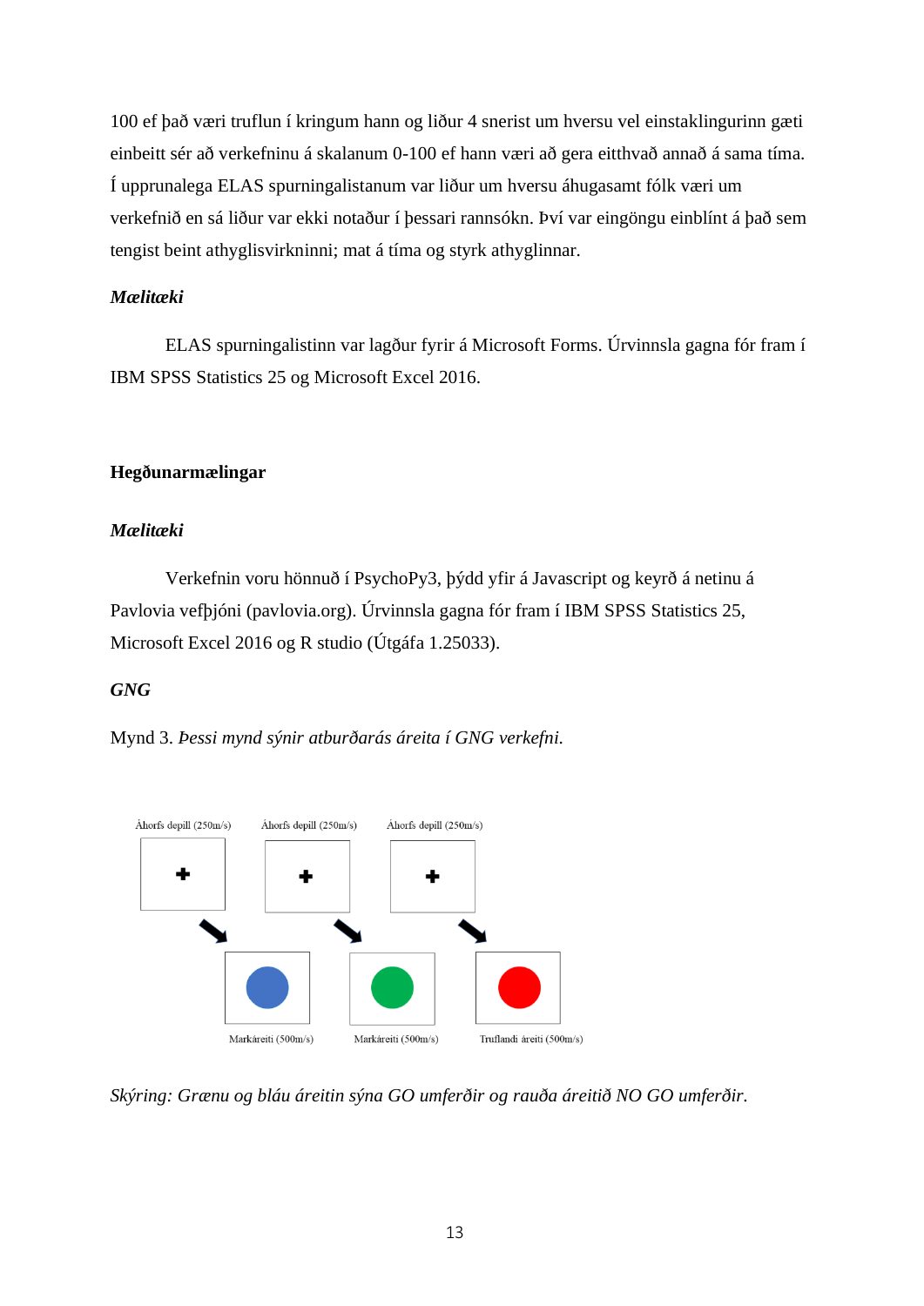100 ef það væri truflun í kringum hann og liður 4 snerist um hversu vel einstaklingurinn gæti einbeitt sér að verkefninu á skalanum 0-100 ef hann væri að gera eitthvað annað á sama tíma. Í upprunalega ELAS spurningalistanum var liður um hversu áhugasamt fólk væri um verkefnið en sá liður var ekki notaður í þessari rannsókn. Því var eingöngu einblínt á það sem tengist beint athyglisvirkninni; mat á tíma og styrk athyglinnar.

### *Mælitæki*

ELAS spurningalistinn var lagður fyrir á Microsoft Forms. Úrvinnsla gagna fór fram í IBM SPSS Statistics 25 og Microsoft Excel 2016.

## Hegðunarmælingar

### *Mælitæki*

Verkefnin voru hönnuð í PsychoPy3, þýdd yfir á Javascript og keyrð á netinu á Pavlovia vefþjóni (pavlovia.org). Úrvinnsla gagna fór fram í IBM SPSS Statistics 25, Microsoft Excel 2016 og R studio (Útgáfa 1.25033).

### *GNG*

Mynd 3. *Þessi mynd sýnir atburðarás áreita í GNG verkefni.*

*Skýring: Grænu og bláu áreitin sýna GO umferðir og rauða áreitið NO GO umferðir.*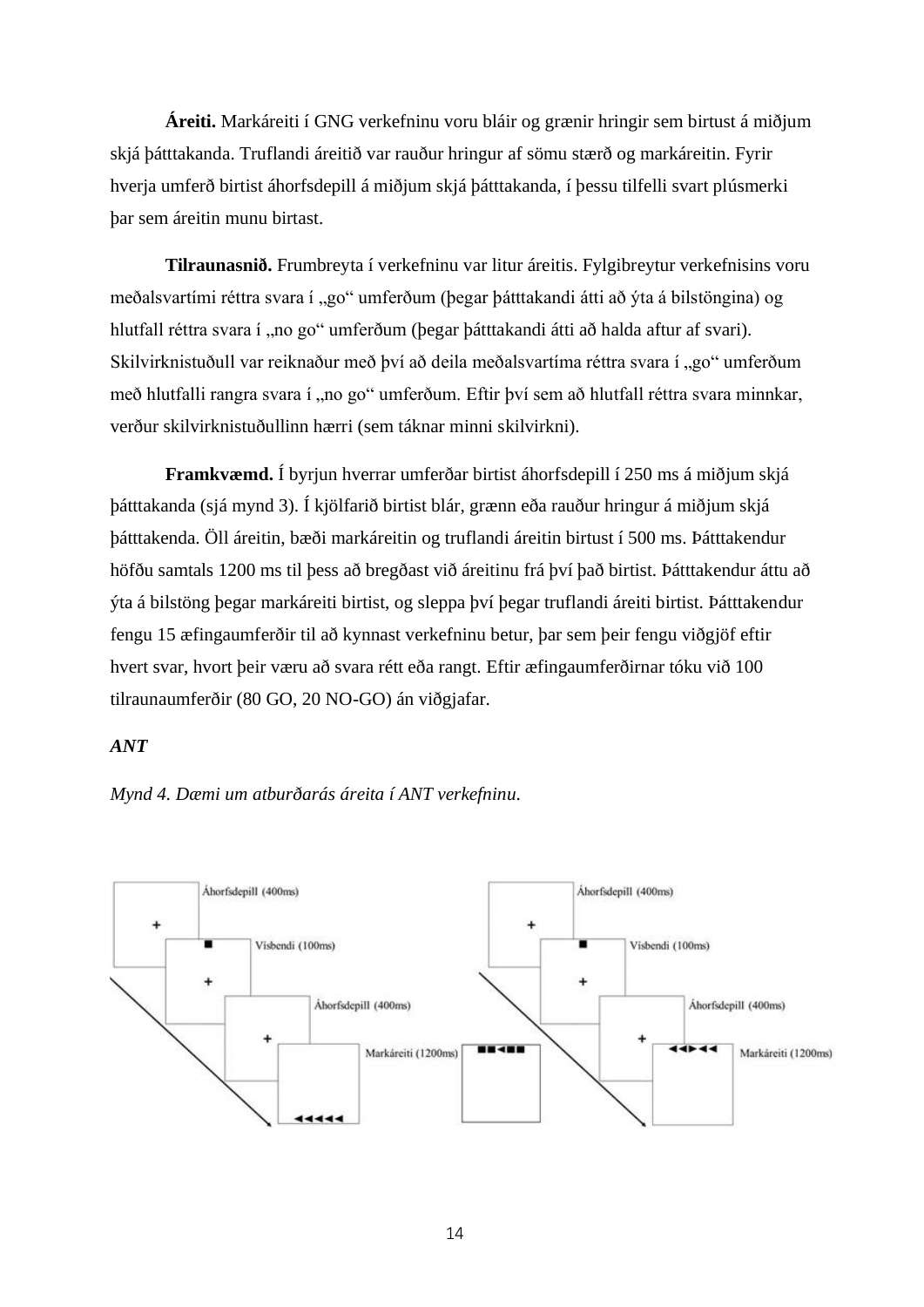**Áreiti.** Markáreiti í GNG verkefninu voru bláir og grænir hringir sem birtust á miðjum skjá þátttakanda. Truflandi áreitið var rauður hringur af sömu stærð og markáreitin. Fyrir hverja umferð birtist áhorfsdepill á miðjum skjá þátttakanda, í þessu tilfelli svart plúsmerki þar sem áreitin munu birtast.

**Tilraunasnið.** Frumbreyta í verkefninu var litur áreitis. Fylgibreytur verkefnisins voru meðalsvartími réttra svara í „go" umferðum (þegar þátttakandi átti að ýta á bilstöngina) og hlutfall réttra svara í „no go" umferðum (þegar þátttakandi átti að halda aftur af svari). Skilvirknistuðull var reiknaður með því að deila meðalsvartíma réttra svara í „go" umferðum með hlutfalli rangra svara í „no go" umferðum. Eftir því sem að hlutfall réttra svara minnkar, verður skilvirknistuðullinn hærri (sem táknar minni skilvirkni).

**Framkvæmd.** Í byrjun hverrar umferðar birtist áhorfsdepill í 250 ms á miðjum skjá þátttakanda (sjá mynd 3). Í kjölfarið birtist blár, grænn eða rauður hringur á miðjum skjá þátttakenda. Öll áreitin, bæði markáreitin og truflandi áreitin birtust í 500 ms. Þátttakendur höfðu samtals 1200 ms til þess að bregðast við áreitinu frá því það birtist. Þátttakendur áttu að ýta á bilstöng þegar markáreiti birtist, og sleppa því þegar truflandi áreiti birtist. Þátttakendur fengu 15 æfingaumferðir til að kynnast verkefninu betur, þar sem þeir fengu viðgjöf eftir hvert svar, hvort þeir væru að svara rétt eða rangt. Eftir æfingaumferðirnar tóku við 100 tilraunaumferðir (80 GO, 20 NO-GO) án viðgjafar.

### *ANT*

*Mynd 4. Dæmi um atburðarás áreita í ANT verkefninu.*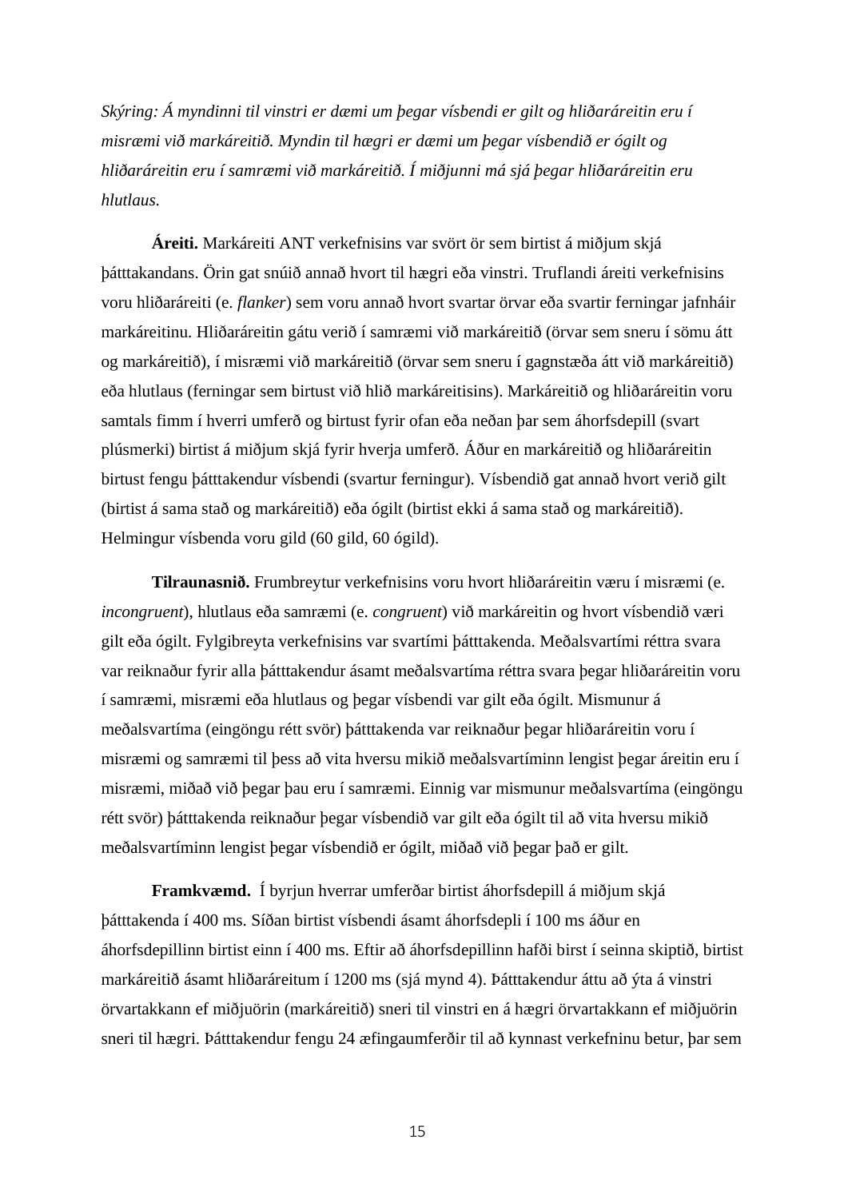*Skýring: Á myndinni til vinstri er dæmi um þegar vísbendi er gilt og hliðaráreitin eru í misræmi við markáreitið. Myndin til hægri er dæmi um þegar vísbendið er ógilt og hliðaráreitin eru í samræmi við markáreitið. Í miðjunni má sjá þegar hliðaráreitin eru hlutlaus.*

**Áreiti.** Markáreiti ANT verkefnisins var svört ör sem birtist á miðjum skjá þátttakandans. Örin gat snúið annað hvort til hægri eða vinstri. Truflandi áreiti verkefnisins voru hliðaráreiti (e. *flanker*) sem voru annað hvort svartar örvar eða svartir ferningar jafnháir markáreitinu. Hliðaráreitin gátu verið í samræmi við markáreitið (örvar sem sneru í sömu átt og markáreitið), í misræmi við markáreitið (örvar sem sneru í gagnstæða átt við markáreitið) eða hlutlaus (ferningar sem birtust við hlið markáreitisins). Markáreitið og hliðaráreitin voru samtals fimm í hverri umferð og birtust fyrir ofan eða neðan þar sem áhorfsdepill (svart plúsmerki) birtist á miðjum skjá fyrir hverja umferð. Áður en markáreitið og hliðaráreitin birtust fengu þátttakendur vísbendi (svartur ferningur). Vísbendið gat annað hvort verið gilt (birtist á sama stað og markáreitið) eða ógilt (birtist ekki á sama stað og markáreitið). Helmingur vísbenda voru gild (60 gild, 60 ógild).

**Tilraunasnið.** Frumbreytur verkefnisins voru hvort hliðaráreitin væru í misræmi (e. *incongruent*), hlutlaus eða samræmi (e. *congruent*) við markáreitin og hvort vísbendið væri gilt eða ógilt. Fylgibreyta verkefnisins var svartími þátttakenda. Meðalsvartími réttra svara var reiknaður fyrir alla þátttakendur ásamt meðalsvartíma réttra svara þegar hliðaráreitin voru í samræmi, misræmi eða hlutlaus og þegar vísbendi var gilt eða ógilt. Mismunur á meðalsvartíma (eingöngu rétt svör) þátttakenda var reiknaður þegar hliðaráreitin voru í misræmi og samræmi til þess að vita hversu mikið meðalsvartíminn lengist þegar áreitin eru í misræmi, miðað við þegar þau eru í samræmi. Einnig var mismunur meðalsvartíma (eingöngu rétt svör) þátttakenda reiknaður þegar vísbendið var gilt eða ógilt til að vita hversu mikið meðalsvartíminn lengist þegar vísbendið er ógilt, miðað við þegar það er gilt.

**Framkvæmd.** Í byrjun hverrar umferðar birtist áhorfsdepill á miðjum skjá þátttakenda í 400 ms. Síðan birtist vísbendi ásamt áhorfsdepli í 100 ms áður en áhorfsdepillinn birtist einn í 400 ms. Eftir að áhorfsdepillinn hafði birst í seinna skiptið, birtist markáreitið ásamt hliðaráreitum í 1200 ms (sjá mynd 4). Þátttakendur áttu að ýta á vinstri örvartakkann ef miðjuörin (markáreitið) sneri til vinstri en á hægri örvartakkann ef miðjuörin sneri til hægri. Þátttakendur fengu 24 æfingaumferðir til að kynnast verkefninu betur, þar sem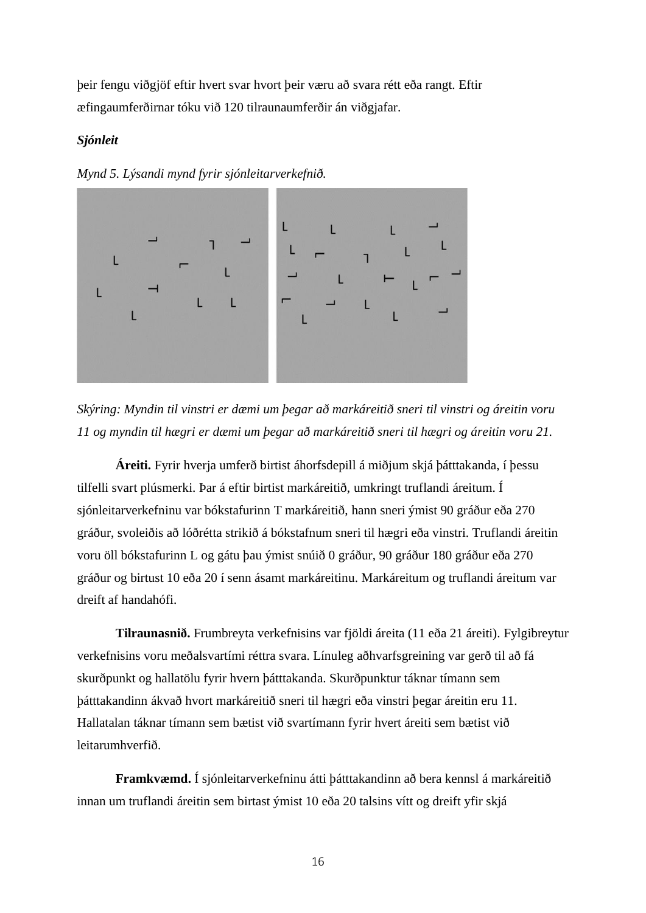þeir fengu viðgjöf eftir hvert svar hvort þeir væru að svara rétt eða rangt. Eftir æfingaumferðirnar tóku við 120 tilraunaumferðir án viðgjafar.

***Sjónleit***

*Mynd 5. Lýsandi mynd fyrir sjónleitarverkefnið.*

*Skýring: Myndin til vinstri er dæmi um þegar að markáreitið sneri til vinstri og áreitin voru 11 og myndin til hægri er dæmi um þegar að markáreitið sneri til hægri og áreitin voru 21.*

**Áreiti.** Fyrir hverja umferð birtist áhorfsdepill á miðjum skjá þátttakanda, í þessu tilfelli svart plúsmerki. Þar á eftir birtist markáreitið, umkringt truflandi áreitum. Í sjónleitarverkefninu var bókstafurinn T markáreitið, hann sneri ýmist 90 gráður eða 270 gráður, svoleiðis að lóðrétta strikið á bókstafnum sneri til hægri eða vinstri. Truflandi áreitin voru öll bókstafurinn L og gátu þau ýmist snúið 0 gráður, 90 gráður 180 gráður eða 270 gráður og birtust 10 eða 20 í senn ásamt markáreitinu. Markáreitum og truflandi áreitum var dreift af handahófi.

**Tilraunasnið.** Frumbreyta verkefnisins var fjöldi áreita (11 eða 21 áreiti). Fylgibreytur verkefnisins voru meðalsvartími réttra svara. Línuleg aðhvarfsgreining var gerð til að fá skurðpunkt og hallatölu fyrir hvern þátttakanda. Skurðpunktur táknar tímann sem þátttakandinn ákvað hvort markáreitið sneri til hægri eða vinstri þegar áreitin eru 11. Hallatalan táknar tímann sem bætist við svartímann fyrir hvert áreiti sem bætist við leitarumhverfið.

**Framkvæmd.** Í sjónleitarverkefninu átti þátttakandinn að bera kennsl á markáreitið innan um truflandi áreitin sem birtast ýmist 10 eða 20 talsins vítt og dreift yfir skjá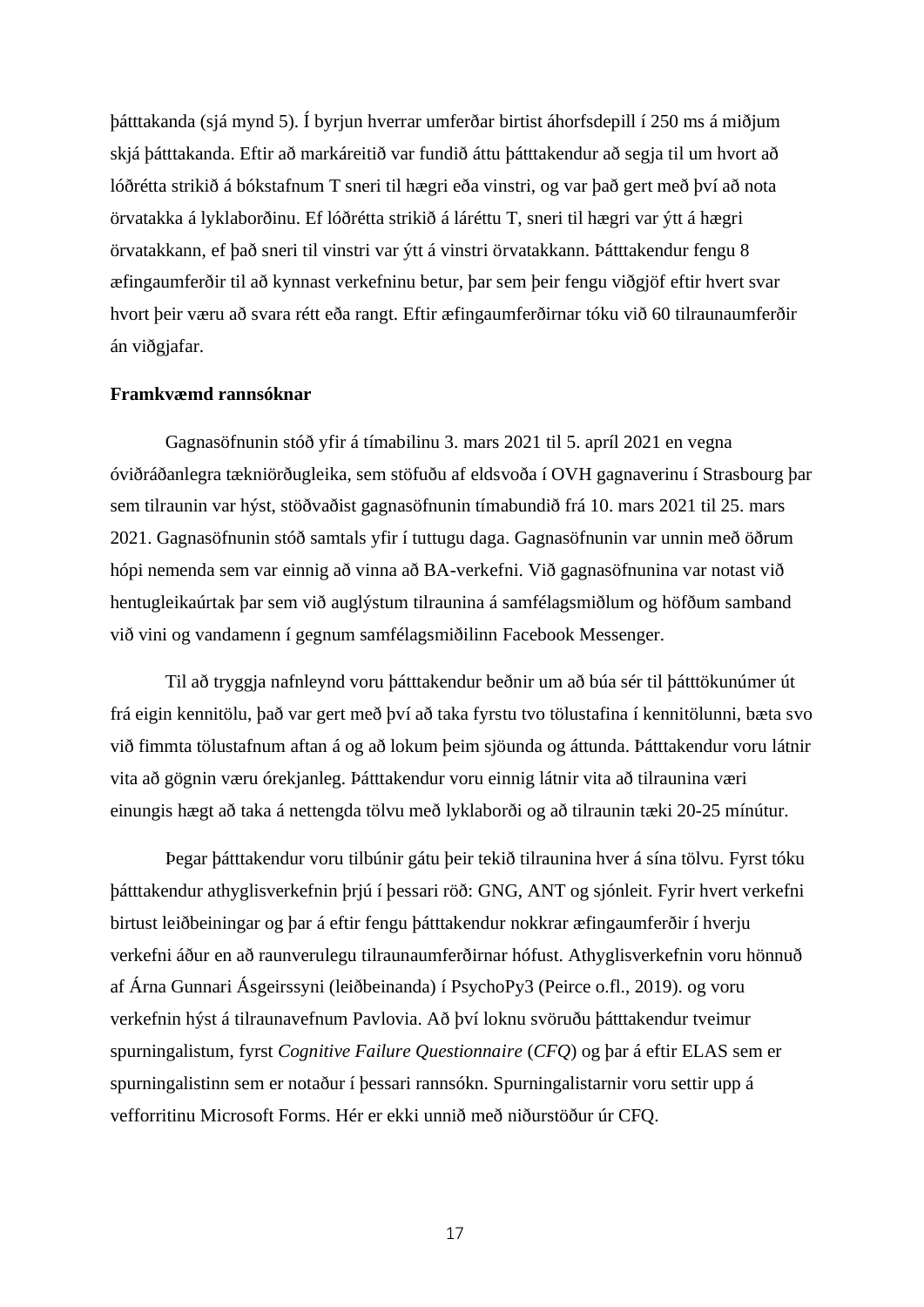þátttakanda (sjá mynd 5). Í byrjun hverrar umferðar birtist áhorfsdepill í 250 ms á miðjum skjá þátttakanda. Eftir að markáreitið var fundið áttu þátttakendur að segja til um hvort að lóðrétta strikið á bókstafnum T sneri til hægri eða vinstri, og var það gert með því að nota örvatakka á lyklaborðinu. Ef lóðrétta strikið á láréttu T, sneri til hægri var ýtt á hægri örvatakkann, ef það sneri til vinstri var ýtt á vinstri örvatakkann. Þátttakendur fengu 8 æfingaumferðir til að kynnast verkefninu betur, þar sem þeir fengu viðgjöf eftir hvert svar hvort þeir væru að svara rétt eða rangt. Eftir æfingaumferðirnar tóku við 60 tilraunaumferðir án viðgjafar.

**Framkvæmd rannsóknar**

Gagnasöfnunin stóð yfir á tímabilinu 3. mars 2021 til 5. apríl 2021 en vegna óviðráðanlegra tækniörðugleika, sem stöfuðu af eldsvoða í OVH gagnaverinu í Strasbourg þar sem tilraunin var hýst, stöðvaðist gagnasöfnunin tímabundið frá 10. mars 2021 til 25. mars 2021. Gagnasöfnunin stóð samtals yfir í tuttugu daga. Gagnasöfnunin var unnin með öðrum hópi nemenda sem var einnig að vinna að BA-verkefni. Við gagnasöfnunina var notast við hentugleikaúrtak þar sem við auglýstum tilraunina á samfélagsmiðlum og höfðum samband við vini og vandamenn í gegnum samfélagsmiðilinn Facebook Messenger.

Til að tryggja nafnleynd voru þátttakendur beðnir um að búa sér til þátttökunúmer út frá eigin kennitölu, það var gert með því að taka fyrstu tvo tölustafina í kennitölunni, bæta svo við fimmta tölustafnum aftan á og að lokum þeim sjöunda og áttunda. Þátttakendur voru látnir vita að gögnin væru órekjanleg. Þátttakendur voru einnig látnir vita að tilraunina væri einungis hægt að taka á nettengda tölvu með lyklaborði og að tilraunin tæki 20-25 mínútur.

Þegar þátttakendur voru tilbúnir gátu þeir tekið tilraunina hver á sína tölvu. Fyrst tóku þátttakendur athyglisverkefnin þrjú í þessari röð: GNG, ANT og sjónleit. Fyrir hvert verkefni birtust leiðbeiningar og þar á eftir fengu þátttakendur nokkrar æfingaumferðir í hverju verkefni áður en að raunverulegu tilraunaumferðirnar hófust. Athyglisverkefnin voru hönnuð af Árna Gunnari Ásgeirssyni (leiðbeinanda) í PsychoPy3 (Peirce o.fl., 2019). og voru verkefnin hýst á tilraunavefnum Pavlovia. Að því loknu svöruðu þátttakendur tveimur spurningalistum, fyrst *Cognitive Failure Questionnaire* (*CFQ*) og þar á eftir ELAS sem er spurningalistinn sem er notaður í þessari rannsókn. Spurningalistarnir voru settir upp á vefforritinu Microsoft Forms. Hér er ekki unnið með niðurstöður úr CFQ.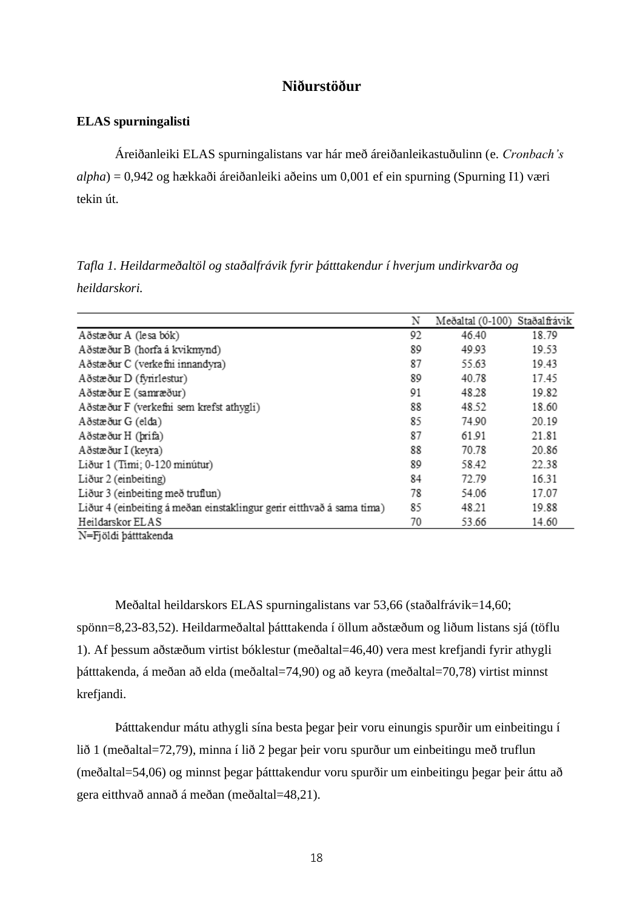## Niðurstöður

### ELAS spurningalisti

Áreiðanleiki ELAS spurningalistans var hár með áreiðanleikastuðulinn (e. *Cronbach's alpha*) = 0,942 og hækkaði áreiðanleiki aðeins um 0,001 ef ein spurning (Spurning I1) væri tekin út.

*Tafla 1. Heildarmeðaltöl og staðalfrávik fyrir þátttakendur í hverjum undirkvarða og heildarskori.*

| | N | Meðaltal (0-100) | Staðalfrávik |
|---|---|---|---|
| Aðstæður A (lesa bók) | 92 | 46.40 | 18.79 |
| Aðstæður B (horfa á kvikmynd) | 89 | 49.93 | 19.53 |
| Aðstæður C (verkefni innandyra) | 87 | 55.63 | 19.43 |
| Aðstæður D (fyrirlestur) | 89 | 40.78 | 17.45 |
| Aðstæður E (samræður) | 91 | 48.28 | 19.82 |
| Aðstæður F (verkefni sem krefst athygli) | 88 | 48.52 | 18.60 |
| Aðstæður G (elda) | 85 | 74.90 | 20.19 |
| Aðstæður H (þrifa) | 87 | 61.91 | 21.81 |
| Aðstæður I (keyra) | 88 | 70.78 | 20.86 |
| Liður 1 (Tími; 0-120 mínútur) | 89 | 58.42 | 22.38 |
| Liður 2 (einbeiting) | 84 | 72.79 | 16.31 |
| Liður 3 (einbeiting með truflun) | 78 | 54.06 | 17.07 |
| Liður 4 (einbeiting á meðan einstaklingur gerir eitthvað á sama tíma) | 85 | 48.21 | 19.88 |
| Heildarskor ELAS | 70 | 53.66 | 14.60 |

N=Fjöldi þátttakenda

Meðaltal heildarskors ELAS spurningalistans var 53,66 (staðalfrávik=14,60; spönn=8,23-83,52). Heildarmeðaltal þátttakenda í öllum aðstæðum og liðum listans sjá (töflu 1). Af þessum aðstæðum virtist bóklestur (meðaltal=46,40) vera mest krefjandi fyrir athygli þátttakenda, á meðan að elda (meðaltal=74,90) og að keyra (meðaltal=70,78) virtist minnst krefjandi.

Þátttakendur mátu athygli sína besta þegar þeir voru einungis spurðir um einbeitingu í lið 1 (meðaltal=72,79), minna í lið 2 þegar þeir voru spurður um einbeitingu með truflun (meðaltal=54,06) og minnst þegar þátttakendur voru spurðir um einbeitingu þegar þeir áttu að gera eitthvað annað á meðan (meðaltal=48,21).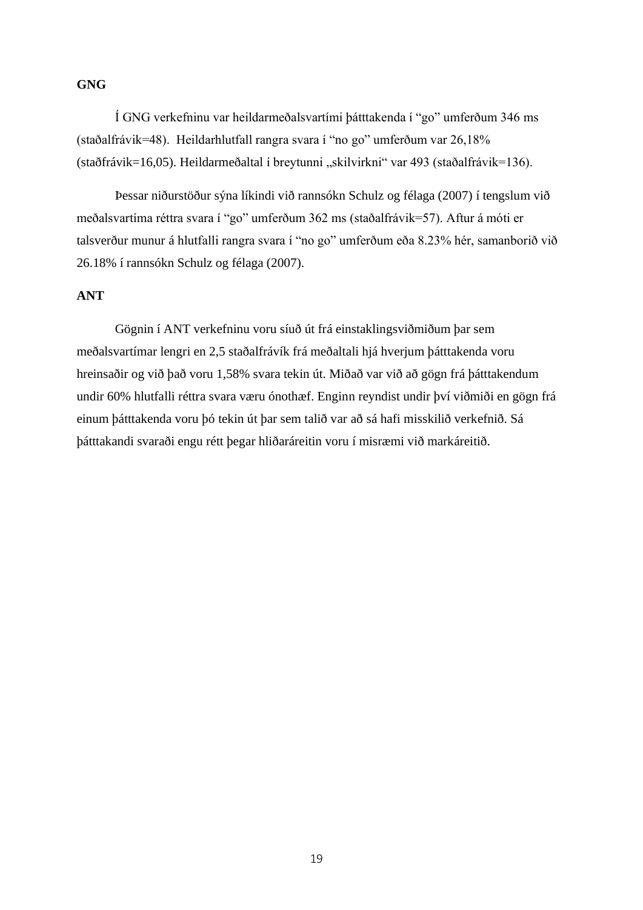**GNG**

Í GNG verkefninu var heildarmeðalsvartími þátttakenda í “go” umferðum 346 ms (staðalfrávik=48). Heildarhlutfall rangra svara í “no go” umferðum var 26,18% (staðfrávik=16,05). Heildarmeðaltal í breytunni „skilvirkni“ var 493 (staðalfrávik=136).

Þessar niðurstöður sýna líkindi við rannsókn Schulz og félaga (2007) í tengslum við meðalsvartíma réttra svara í “go” umferðum 362 ms (staðalfrávik=57). Aftur á móti er talsverður munur á hlutfalli rangra svara í “no go” umferðum eða 8.23% hér, samanborið við 26.18% í rannsókn Schulz og félaga (2007).

**ANT**

Gögnin í ANT verkefninu voru síuð út frá einstaklingsviðmiðum þar sem meðalsvartímar lengri en 2,5 staðalfrávík frá meðaltali hjá hverjum þátttakenda voru hreinsaðir og við það voru 1,58% svara tekin út. Miðað var við að gögn frá þátttakendum undir 60% hlutfalli réttra svara væru ónothæf. Enginn reyndist undir því viðmiði en gögn frá einum þátttakenda voru þó tekin út þar sem talið var að sá hafi misskilið verkefnið. Sá þátttakandi svaraði engu rétt þegar hliðaráreitin voru í misræmi við markáreitið.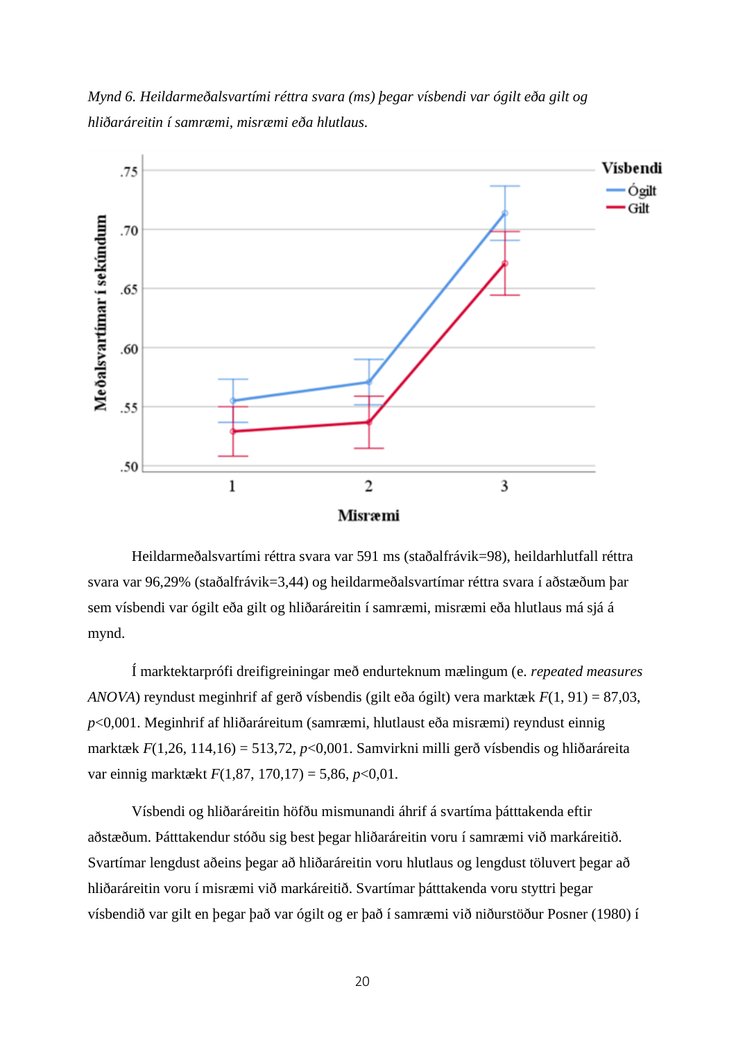*Mynd 6. Heildarmeðalsvartími réttra svara (ms) þegar vísbendi var ógilt eða gilt og hliðaráreitin í samræmi, misræmi eða hlutlaus.*

Heildarmeðalsvartími réttra svara var 591 ms (staðalfrávik=98), heildarhlutfall réttra svara var 96,29% (staðalfrávik=3,44) og heildarmeðalsvartímar réttra svara í aðstæðum þar sem vísbendi var ógilt eða gilt og hliðaráreitin í samræmi, misræmi eða hlutlaus má sjá á mynd.

Í marktektarprófi dreifigreiningar með endurteknum mælingum (e. *repeated measures ANOVA*) reyndust meginhrif af gerð vísbendis (gilt eða ógilt) vera marktæk $F(1, 91) = 87{,}03$, $p<0{,}001$. Meginhrif af hliðaráreitum (samræmi, hlutlaust eða misræmi) reyndust einnig marktæk $F(1{,}26, 114{,}16) = 513{,}72$, $p<0{,}001$. Samvirkni milli gerð vísbendis og hliðaráreita var einnig marktækt $F(1{,}87, 170{,}17) = 5{,}86$, $p<0{,}01$.

Vísbendi og hliðaráreitin höfðu mismunandi áhrif á svartíma þátttakenda eftir aðstæðum. Þátttakendur stóðu sig best þegar hliðaráreitin voru í samræmi við markáreitið. Svartímar lengdust aðeins þegar að hliðaráreitin voru hlutlaus og lengdust töluvert þegar að hliðaráreitin voru í misræmi við markáreitið. Svartímar þátttakenda voru styttri þegar vísbendið var gilt en þegar það var ógilt og er það í samræmi við niðurstöður Posner (1980) í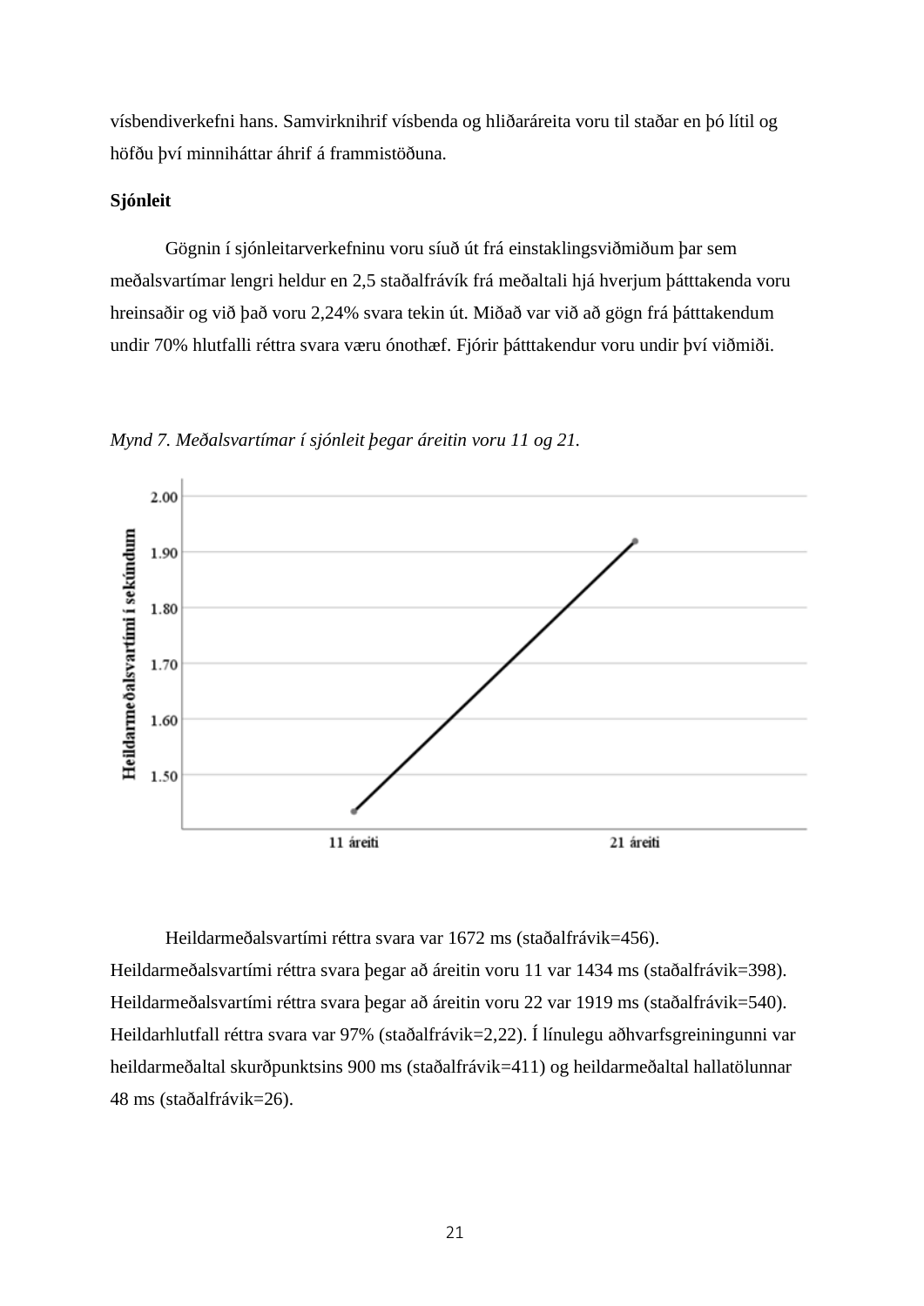vísbendiverkefni hans. Samvirknihrif vísbenda og hliðaráreita voru til staðar en þó lítil og höfðu því minniháttar áhrif á frammistöðuna.

**Sjónleit**

Gögnin í sjónleitarverkefninu voru síuð út frá einstaklingsviðmiðum þar sem meðalsvartímar lengri heldur en 2,5 staðalfrávík frá meðaltali hjá hverjum þátttakenda voru hreinsaðir og við það voru 2,24% svara tekin út. Miðað var við að gögn frá þátttakendum undir 70% hlutfalli réttra svara væru ónothæf. Fjórir þátttakendur voru undir því viðmiði.

*Mynd 7. Meðalsvartímar í sjónleit þegar áreitin voru 11 og 21.*

Heildarmeðalsvartími réttra svara var 1672 ms (staðalfrávik=456). Heildarmeðalsvartími réttra svara þegar að áreitin voru 11 var 1434 ms (staðalfrávik=398). Heildarmeðalsvartími réttra svara þegar að áreitin voru 22 var 1919 ms (staðalfrávik=540). Heildarhlutfall réttra svara var 97% (staðalfrávik=2,22). Í línulegu aðhvarfsgreiningunni var heildarmeðaltal skurðpunktsins 900 ms (staðalfrávik=411) og heildarmeðaltal hallatölunnar 48 ms (staðalfrávik=26).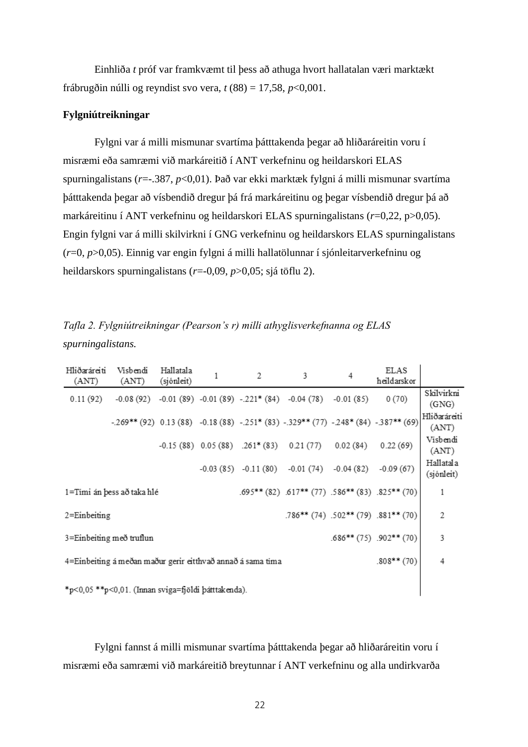Einhliða *t* próf var framkvæmt til þess að athuga hvort hallatalan væri marktækt frábrugðin núlli og reyndist svo vera, *t* (88) = 17,58, *p*<0,001.

**Fylgniútreikningar**

Fylgni var á milli mismunar svartíma þátttakenda þegar að hliðaráreitin voru í misræmi eða samræmi við markáreitið í ANT verkefninu og heildarskori ELAS spurningalistans (*r*=-.387, *p*<0,01). Það var ekki marktæk fylgni á milli mismunar svartíma þátttakenda þegar að vísbendið dregur þá frá markáreitinu og þegar vísbendið dregur þá að markáreitinu í ANT verkefninu og heildarskori ELAS spurningalistans (*r*=0,22, p>0,05). Engin fylgni var á milli skilvirkni í GNG verkefninu og heildarskors ELAS spurningalistans (*r*=0, *p*>0,05). Einnig var engin fylgni á milli hallatölunnar í sjónleitarverkefninu og heildarskors spurningalistans (*r*=-0,09, *p*>0,05; sjá töflu 2).

*Tafla 2. Fylgniútreikningar (Pearson's r) milli athyglisverkefnanna og ELAS spurningalistans.*

| Hliðaráreiti (ANT) | Vísbendi (ANT) | Hallatala (sjónleit) | 1 | 2 | 3 | 4 | ELAS heildarskor | |
|---|---|---|---|---|---|---|---|---|
| 0.11 (92) | -0.08 (92) | -0.01 (89) | -0.01 (89) | -.221* (84) | -0.04 (78) | -0.01 (85) | 0 (70) | Skilvirkni (GNG) |
| | -.269** (92) | 0.13 (88) | -0.18 (88) | -.251* (83) | -.329** (77) | -.248* (84) | -.387** (69) | Hliðaráreiti (ANT) |
| | | -0.15 (88) | 0.05 (88) | .261* (83) | 0.21 (77) | 0.02 (84) | 0.22 (69) | Vísbendi (ANT) |
| | | | -0.03 (85) | -0.11 (80) | -0.01 (74) | -0.04 (82) | -0.09 (67) | Hallatala (sjónleit) |
| 1=Tími án þess að taka hlé | | | | .695** (82) | .617** (77) | .586** (83) | .825** (70) | 1 |
| 2=Einbeiting | | | | | .786** (74) | .502** (79) | .881** (70) | 2 |
| 3=Einbeiting með truflun | | | | | | .686** (75) | .902** (70) | 3 |
| 4=Einbeiting á meðan maður gerir eitthvað annað á sama tíma | | | | | | | .808** (70) | 4 |

*p<0,05 **p<0,01. (Innan sviga=fjöldi þátttakenda).

Fylgni fannst á milli mismunar svartíma þátttakenda þegar að hliðaráreitin voru í misræmi eða samræmi við markáreitið breytunnar í ANT verkefninu og alla undirkvarða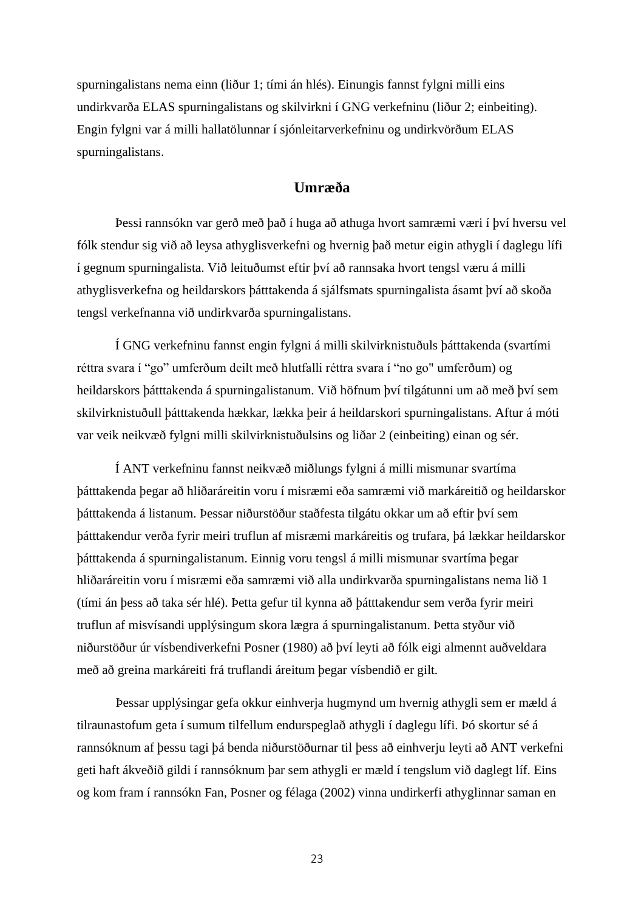spurningalistans nema einn (liður 1; tími án hlés). Einungis fannst fylgni milli eins undirkvarða ELAS spurningalistans og skilvirkni í GNG verkefninu (liður 2; einbeiting). Engin fylgni var á milli hallatölunnar í sjónleitarverkefninu og undirkvörðum ELAS spurningalistans.

## Umræða

Þessi rannsókn var gerð með það í huga að athuga hvort samræmi væri í því hversu vel fólk stendur sig við að leysa athyglisverkefni og hvernig það metur eigin athygli í daglegu lífi í gegnum spurningalista. Við leituðumst eftir því að rannsaka hvort tengsl væru á milli athyglisverkefna og heildarskors þátttakenda á sjálfsmats spurningalista ásamt því að skoða tengsl verkefnanna við undirkvarða spurningalistans.

Í GNG verkefninu fannst engin fylgni á milli skilvirknistuðuls þátttakenda (svartími réttra svara í "go" umferðum deilt með hlutfalli réttra svara í "no go" umferðum) og heildarskors þátttakenda á spurningalistanum. Við höfnum því tilgátunni um að með því sem skilvirknistuðull þátttakenda hækkar, lækka þeir á heildarskori spurningalistans. Aftur á móti var veik neikvæð fylgni milli skilvirknistuðulsins og liðar 2 (einbeiting) einan og sér.

Í ANT verkefninu fannst neikvæð miðlungs fylgni á milli mismunar svartíma þátttakenda þegar að hliðaráreitin voru í misræmi eða samræmi við markáreitið og heildarskor þátttakenda á listanum. Þessar niðurstöður staðfesta tilgátu okkar um að eftir því sem þátttakendur verða fyrir meiri truflun af misræmi markáreitis og trufara, þá lækkar heildarskor þátttakenda á spurningalistanum. Einnig voru tengsl á milli mismunar svartíma þegar hliðaráreitin voru í misræmi eða samræmi við alla undirkvarða spurningalistans nema lið 1 (tími án þess að taka sér hlé). Þetta gefur til kynna að þátttakendur sem verða fyrir meiri truflun af misvísandi upplýsingum skora lægra á spurningalistanum. Þetta styður við niðurstöður úr vísbendiverkefni Posner (1980) að því leyti að fólk eigi almennt auðveldara með að greina markáreiti frá truflandi áreitum þegar vísbendið er gilt.

Þessar upplýsingar gefa okkur einhverja hugmynd um hvernig athygli sem er mæld á tilraunastofum geta í sumum tilfellum endurspeglað athygli í daglegu lífi. Þó skortur sé á rannsóknum af þessu tagi þá benda niðurstöðurnar til þess að einhverju leyti að ANT verkefni geti haft ákveðið gildi í rannsóknum þar sem athygli er mæld í tengslum við daglegt líf. Eins og kom fram í rannsókn Fan, Posner og félaga (2002) vinna undirkerfi athyglinnar saman en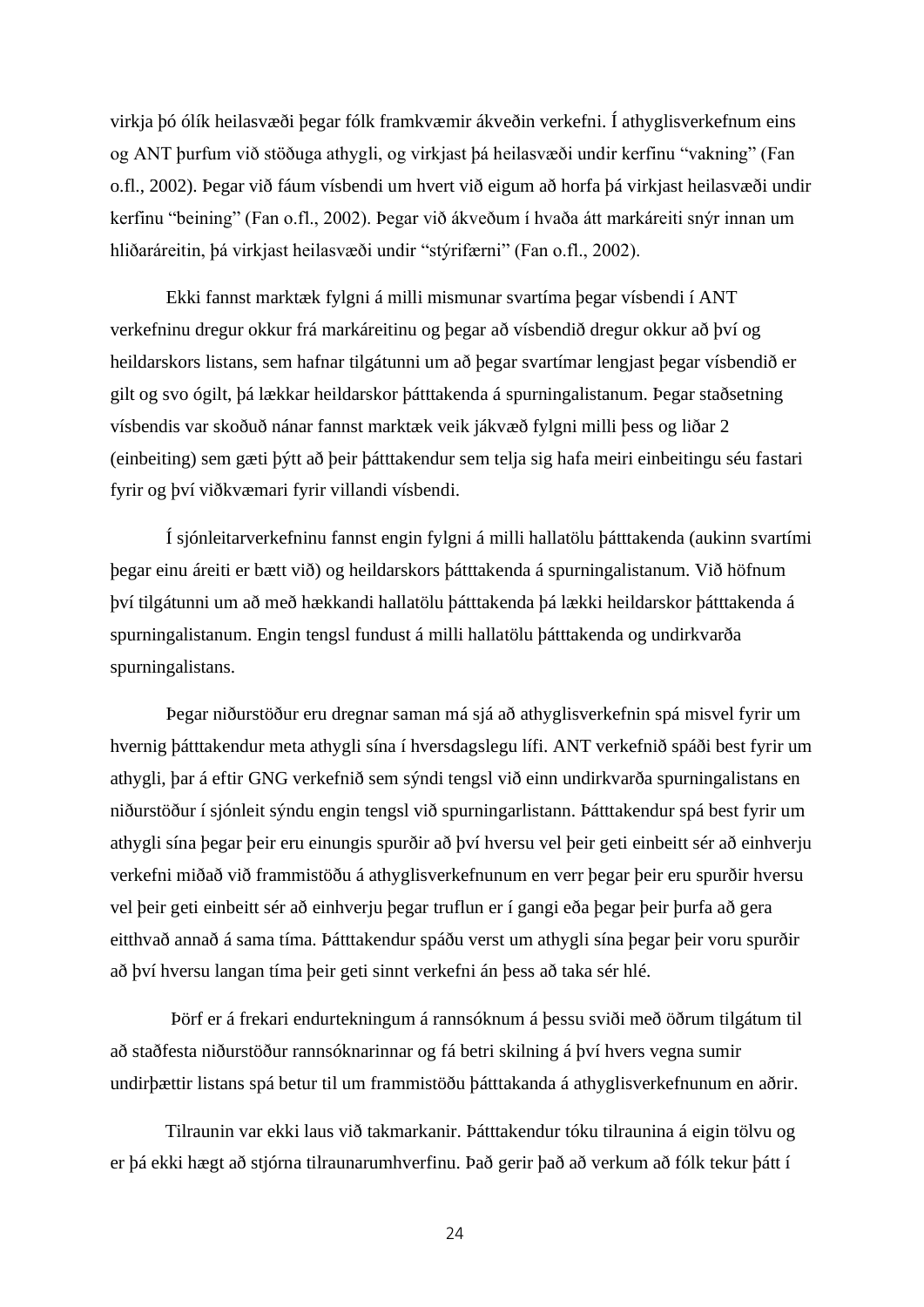virkja þó ólík heilasvæði þegar fólk framkvæmir ákveðin verkefni. Í athyglisverkefnum eins og ANT þurfum við stöðuga athygli, og virkjast þá heilasvæði undir kerfinu "vakning" (Fan o.fl., 2002). Þegar við fáum vísbendi um hvert við eigum að horfa þá virkjast heilasvæði undir kerfinu "beining" (Fan o.fl., 2002). Þegar við ákveðum í hvaða átt markáreiti snýr innan um hliðaráreitin, þá virkjast heilasvæði undir "stýrifærni" (Fan o.fl., 2002).

Ekki fannst marktæk fylgni á milli mismunar svartíma þegar vísbendi í ANT verkefninu dregur okkur frá markáreitinu og þegar að vísbendið dregur okkur að því og heildarskors listans, sem hafnar tilgátunni um að þegar svartímar lengjast þegar vísbendið er gilt og svo ógilt, þá lækkar heildarskor þátttakenda á spurningalistanum. Þegar staðsetning vísbendis var skoðuð nánar fannst marktæk veik jákvæð fylgni milli þess og liðar 2 (einbeiting) sem gæti þýtt að þeir þátttakendur sem telja sig hafa meiri einbeitingu séu fastari fyrir og því viðkvæmari fyrir villandi vísbendi.

Í sjónleitarverkefninu fannst engin fylgni á milli hallatölu þátttakenda (aukinn svartími þegar einu áreiti er bætt við) og heildarskors þátttakenda á spurningalistanum. Við höfnum því tilgátunni um að með hækkandi hallatölu þátttakenda þá lækki heildarskor þátttakenda á spurningalistanum. Engin tengsl fundust á milli hallatölu þátttakenda og undirkvarða spurningalistans.

Þegar niðurstöður eru dregnar saman má sjá að athyglisverkefnin spá misvel fyrir um hvernig þátttakendur meta athygli sína í hversdagslegu lífi. ANT verkefnið spáði best fyrir um athygli, þar á eftir GNG verkefnið sem sýndi tengsl við einn undirkvarða spurningalistans en niðurstöður í sjónleit sýndu engin tengsl við spurningarlistann. Þátttakendur spá best fyrir um athygli sína þegar þeir eru einungis spurðir að því hversu vel þeir geti einbeitt sér að einhverju verkefni miðað við frammistöðu á athyglisverkefnunum en verr þegar þeir eru spurðir hversu vel þeir geti einbeitt sér að einhverju þegar truflun er í gangi eða þegar þeir þurfa að gera eitthvað annað á sama tíma. Þátttakendur spáðu verst um athygli sína þegar þeir voru spurðir að því hversu langan tíma þeir geti sinnt verkefni án þess að taka sér hlé.

Þörf er á frekari endurtekningum á rannsóknum á þessu sviði með öðrum tilgátum til að staðfesta niðurstöður rannsóknarinnar og fá betri skilning á því hvers vegna sumir undirþættir listans spá betur til um frammistöðu þátttakanda á athyglisverkefnunum en aðrir.

Tilraunin var ekki laus við takmarkanir. Þátttakendur tóku tilraunina á eigin tölvu og er þá ekki hægt að stjórna tilraunarumhverfinu. Það gerir það að verkum að fólk tekur þátt í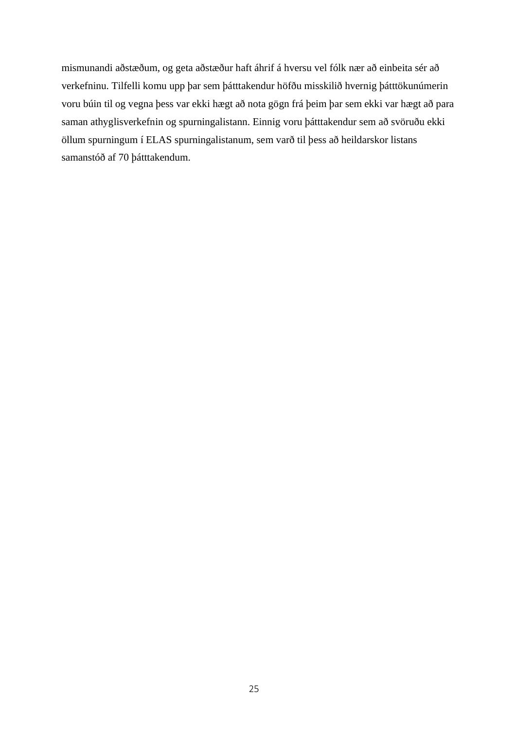mismunandi aðstæðum, og geta aðstæður haft áhrif á hversu vel fólk nær að einbeita sér að verkefninu. Tilfelli komu upp þar sem þátttakendur höfðu misskilið hvernig þátttökunúmerin voru búin til og vegna þess var ekki hægt að nota gögn frá þeim þar sem ekki var hægt að para saman athyglisverkefnin og spurningalistann. Einnig voru þátttakendur sem að svöruðu ekki öllum spurningum í ELAS spurningalistanum, sem varð til þess að heildarskor listans samanstóð af 70 þátttakendum.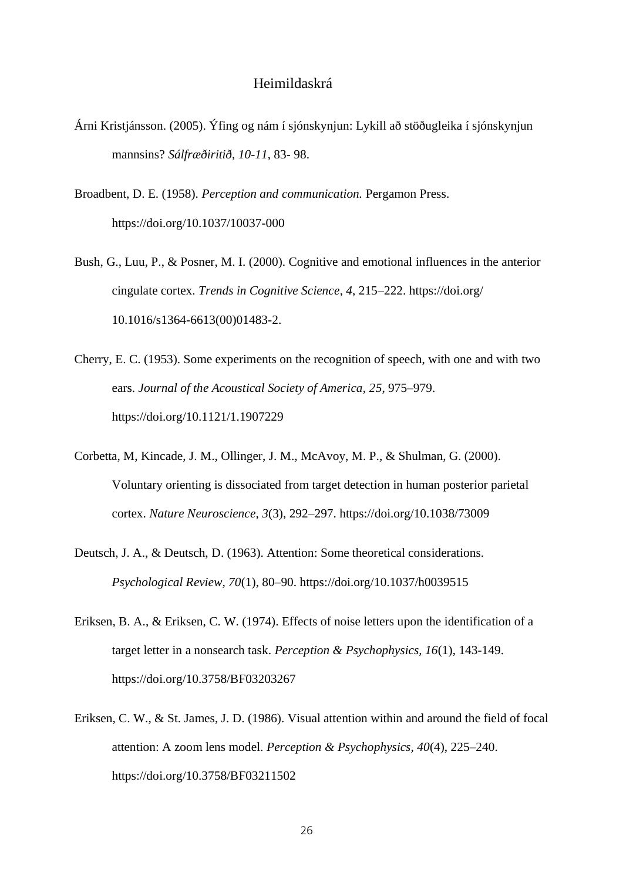# Heimildaskrá

Árni Kristjánsson. (2005). Ýfing og nám í sjónskynjun: Lykill að stöðugleika í sjónskynjun mannsins? *Sálfræðiritið*, *10-11*, 83- 98.

Broadbent, D. E. (1958). *Perception and communication.* Pergamon Press. https://doi.org/10.1037/10037-000

Bush, G., Luu, P., & Posner, M. I. (2000). Cognitive and emotional influences in the anterior cingulate cortex. *Trends in Cognitive Science*, *4*, 215–222. https://doi.org/ 10.1016/s1364-6613(00)01483-2.

Cherry, E. C. (1953). Some experiments on the recognition of speech, with one and with two ears. *Journal of the Acoustical Society of America*, *25*, 975–979. https://doi.org/10.1121/1.1907229

Corbetta, M, Kincade, J. M., Ollinger, J. M., McAvoy, M. P., & Shulman, G. (2000). Voluntary orienting is dissociated from target detection in human posterior parietal cortex. *Nature Neuroscience*, *3*(3), 292–297. https://doi.org/10.1038/73009

Deutsch, J. A., & Deutsch, D. (1963). Attention: Some theoretical considerations. *Psychological Review*, *70*(1), 80–90. https://doi.org/10.1037/h0039515

Eriksen, B. A., & Eriksen, C. W. (1974). Effects of noise letters upon the identification of a target letter in a nonsearch task. *Perception & Psychophysics, 16*(1), 143-149. https://doi.org/10.3758/BF03203267

Eriksen, C. W., & St. James, J. D. (1986). Visual attention within and around the field of focal attention: A zoom lens model. *Perception & Psychophysics*, *40*(4), 225–240. https://doi.org/10.3758/BF03211502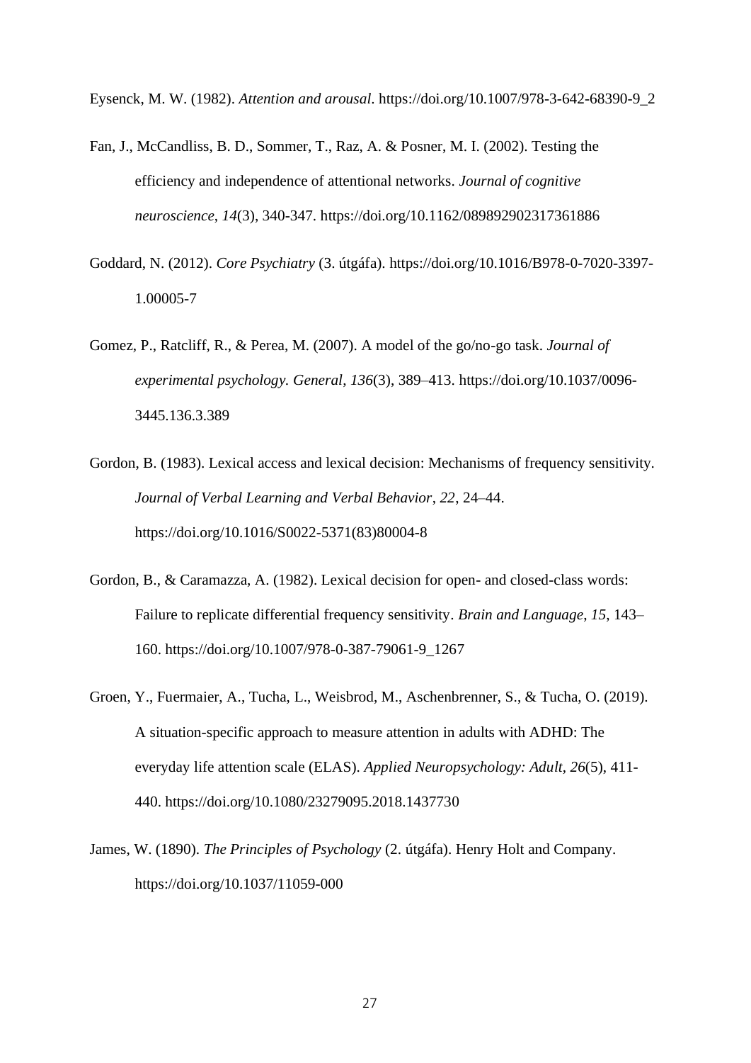Eysenck, M. W. (1982). *Attention and arousal*. https://doi.org/10.1007/978-3-642-68390-9_2

Fan, J., McCandliss, B. D., Sommer, T., Raz, A. & Posner, M. I. (2002). Testing the efficiency and independence of attentional networks. *Journal of cognitive neuroscience*, *14*(3), 340-347. https://doi.org/10.1162/089892902317361886

Goddard, N. (2012). *Core Psychiatry* (3. útgáfa). https://doi.org/10.1016/B978-0-7020-3397-1.00005-7

Gomez, P., Ratcliff, R., & Perea, M. (2007). A model of the go/no-go task. *Journal of experimental psychology. General*, *136*(3), 389–413. https://doi.org/10.1037/0096-3445.136.3.389

Gordon, B. (1983). Lexical access and lexical decision: Mechanisms of frequency sensitivity. *Journal of Verbal Learning and Verbal Behavior*, *22*, 24–44. https://doi.org/10.1016/S0022-5371(83)80004-8

Gordon, B., & Caramazza, A. (1982). Lexical decision for open- and closed-class words: Failure to replicate differential frequency sensitivity. *Brain and Language*, *15*, 143–160. https://doi.org/10.1007/978-0-387-79061-9_1267

Groen, Y., Fuermaier, A., Tucha, L., Weisbrod, M., Aschenbrenner, S., & Tucha, O. (2019). A situation-specific approach to measure attention in adults with ADHD: The everyday life attention scale (ELAS). *Applied Neuropsychology: Adult*, *26*(5), 411-440. https://doi.org/10.1080/23279095.2018.1437730

James, W. (1890). *The Principles of Psychology* (2. útgáfa). Henry Holt and Company. https://doi.org/10.1037/11059-000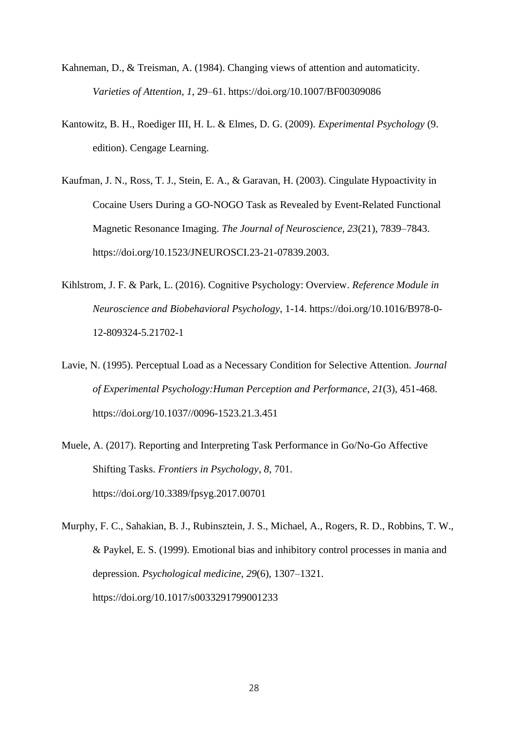Kahneman, D., & Treisman, A. (1984). Changing views of attention and automaticity. *Varieties of Attention*, *1*, 29–61. https://doi.org/10.1007/BF00309086

Kantowitz, B. H., Roediger III, H. L. & Elmes, D. G. (2009). *Experimental Psychology* (9. edition). Cengage Learning.

Kaufman, J. N., Ross, T. J., Stein, E. A., & Garavan, H. (2003). Cingulate Hypoactivity in Cocaine Users During a GO-NOGO Task as Revealed by Event-Related Functional Magnetic Resonance Imaging. *The Journal of Neuroscience, 23*(21), 7839–7843. https://doi.org/10.1523/JNEUROSCI.23-21-07839.2003.

Kihlstrom, J. F. & Park, L. (2016). Cognitive Psychology: Overview. *Reference Module in Neuroscience and Biobehavioral Psychology*, 1-14. https://doi.org/10.1016/B978-0-12-809324-5.21702-1

Lavie, N. (1995). Perceptual Load as a Necessary Condition for Selective Attention. *Journal of Experimental Psychology:Human Perception and Performance*, *21*(3), 451-468. https://doi.org/10.1037//0096-1523.21.3.451

Muele, A. (2017). Reporting and Interpreting Task Performance in Go/No-Go Affective Shifting Tasks. *Frontiers in Psychology*, *8*, 701. https://doi.org/10.3389/fpsyg.2017.00701

Murphy, F. C., Sahakian, B. J., Rubinsztein, J. S., Michael, A., Rogers, R. D., Robbins, T. W., & Paykel, E. S. (1999). Emotional bias and inhibitory control processes in mania and depression. *Psychological medicine*, *29*(6), 1307–1321. https://doi.org/10.1017/s0033291799001233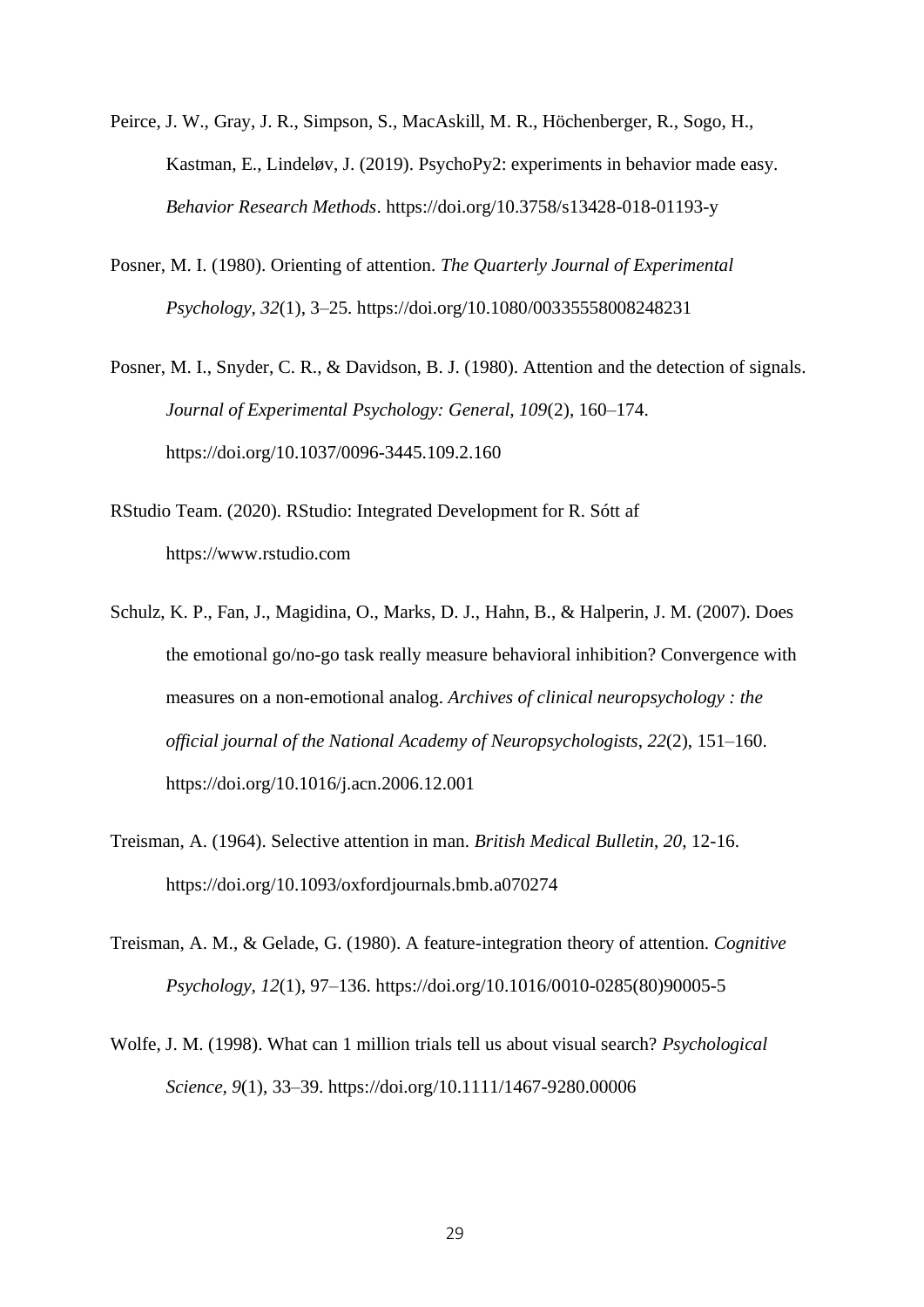Peirce, J. W., Gray, J. R., Simpson, S., MacAskill, M. R., Höchenberger, R., Sogo, H., Kastman, E., Lindeløv, J. (2019). PsychoPy2: experiments in behavior made easy. *Behavior Research Methods*. https://doi.org/10.3758/s13428-018-01193-y

Posner, M. I. (1980). Orienting of attention. *The Quarterly Journal of Experimental Psychology, 32*(1), 3–25. https://doi.org/10.1080/00335558008248231

Posner, M. I., Snyder, C. R., & Davidson, B. J. (1980). Attention and the detection of signals. *Journal of Experimental Psychology: General, 109*(2), 160–174. https://doi.org/10.1037/0096-3445.109.2.160

RStudio Team. (2020). RStudio: Integrated Development for R. Sótt af https://www.rstudio.com

Schulz, K. P., Fan, J., Magidina, O., Marks, D. J., Hahn, B., & Halperin, J. M. (2007). Does the emotional go/no-go task really measure behavioral inhibition? Convergence with measures on a non-emotional analog. *Archives of clinical neuropsychology : the official journal of the National Academy of Neuropsychologists, 22*(2), 151–160. https://doi.org/10.1016/j.acn.2006.12.001

Treisman, A. (1964). Selective attention in man. *British Medical Bulletin, 20*, 12-16. https://doi.org/10.1093/oxfordjournals.bmb.a070274

Treisman, A. M., & Gelade, G. (1980). A feature-integration theory of attention. *Cognitive Psychology, 12*(1), 97–136. https://doi.org/10.1016/0010-0285(80)90005-5

Wolfe, J. M. (1998). What can 1 million trials tell us about visual search? *Psychological Science, 9*(1), 33–39. https://doi.org/10.1111/1467-9280.00006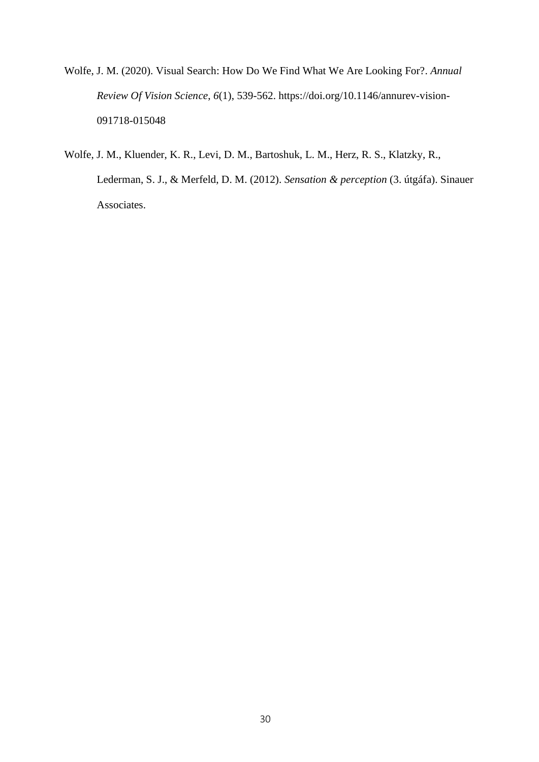Wolfe, J. M. (2020). Visual Search: How Do We Find What We Are Looking For?. *Annual Review Of Vision Science*, *6*(1), 539-562. https://doi.org/10.1146/annurev-vision-091718-015048

Wolfe, J. M., Kluender, K. R., Levi, D. M., Bartoshuk, L. M., Herz, R. S., Klatzky, R., Lederman, S. J., & Merfeld, D. M. (2012). *Sensation & perception* (3. útgáfa). Sinauer Associates.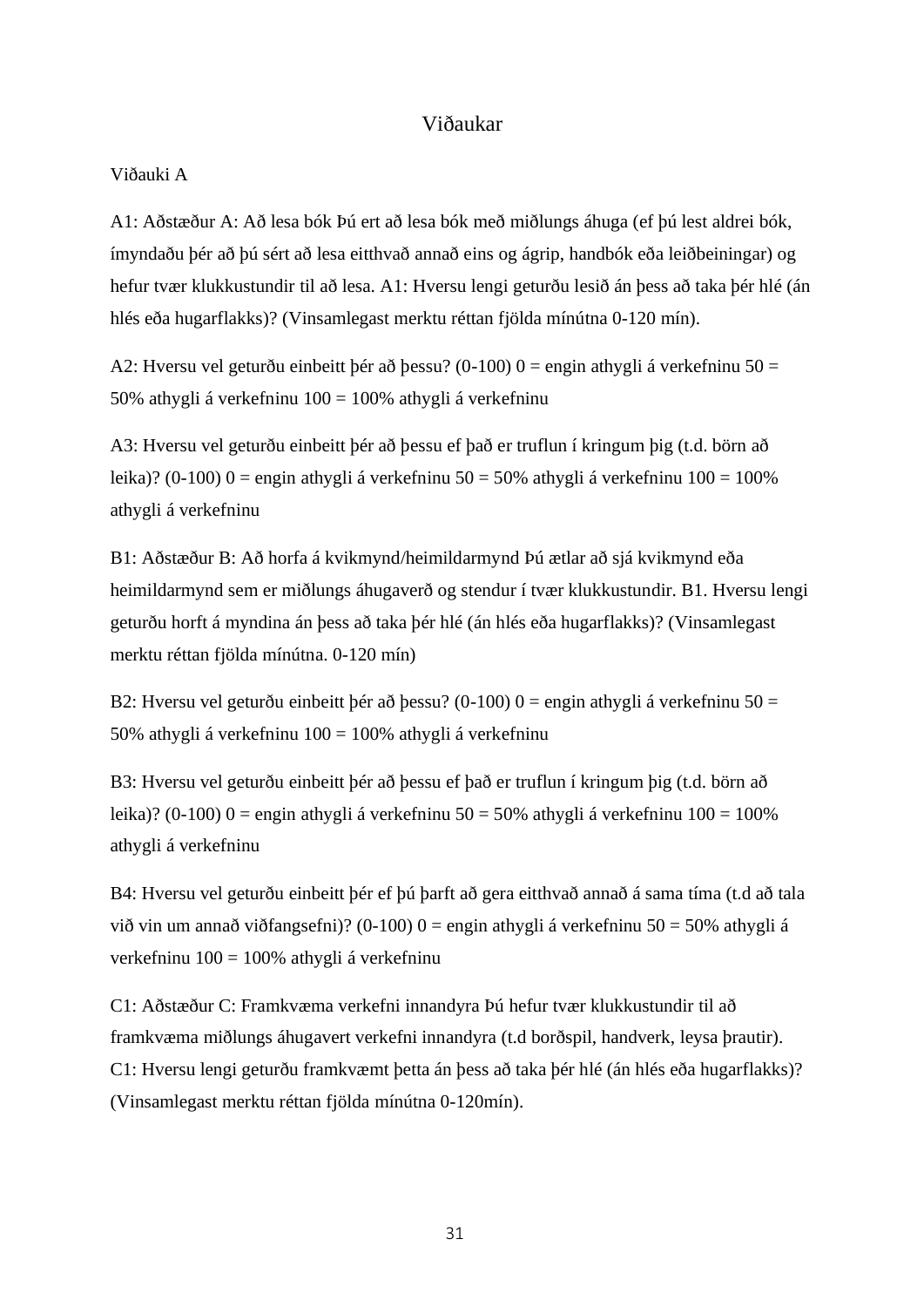# Viðaukar

## Viðauki A

A1: Aðstæður A: Að lesa bók Þú ert að lesa bók með miðlungs áhuga (ef þú lest aldrei bók, ímyndaðu þér að þú sért að lesa eitthvað annað eins og ágrip, handbók eða leiðbeiningar) og hefur tvær klukkustundir til að lesa. A1: Hversu lengi geturðu lesið án þess að taka þér hlé (án hlés eða hugarflakks)? (Vinsamlegast merktu réttan fjölda mínútna 0-120 mín).

A2: Hversu vel geturðu einbeitt þér að þessu? (0-100) 0 = engin athygli á verkefninu 50 = 50% athygli á verkefninu 100 = 100% athygli á verkefninu

A3: Hversu vel geturðu einbeitt þér að þessu ef það er truflun í kringum þig (t.d. börn að leika)? (0-100) 0 = engin athygli á verkefninu 50 = 50% athygli á verkefninu 100 = 100% athygli á verkefninu

B1: Aðstæður B: Að horfa á kvikmynd/heimildarmynd Þú ætlar að sjá kvikmynd eða heimildarmynd sem er miðlungs áhugaverð og stendur í tvær klukkustundir. B1. Hversu lengi geturðu horft á myndina án þess að taka þér hlé (án hlés eða hugarflakks)? (Vinsamlegast merktu réttan fjölda mínútna. 0-120 mín)

B2: Hversu vel geturðu einbeitt þér að þessu? (0-100) 0 = engin athygli á verkefninu 50 = 50% athygli á verkefninu 100 = 100% athygli á verkefninu

B3: Hversu vel geturðu einbeitt þér að þessu ef það er truflun í kringum þig (t.d. börn að leika)? (0-100) 0 = engin athygli á verkefninu 50 = 50% athygli á verkefninu 100 = 100% athygli á verkefninu

B4: Hversu vel geturðu einbeitt þér ef þú þarft að gera eitthvað annað á sama tíma (t.d að tala við vin um annað viðfangsefni)? (0-100) 0 = engin athygli á verkefninu 50 = 50% athygli á verkefninu 100 = 100% athygli á verkefninu

C1: Aðstæður C: Framkvæma verkefni innandyra Þú hefur tvær klukkustundir til að framkvæma miðlungs áhugavert verkefni innandyra (t.d borðspil, handverk, leysa þrautir). C1: Hversu lengi geturðu framkvæmt þetta án þess að taka þér hlé (án hlés eða hugarflakks)? (Vinsamlegast merktu réttan fjölda mínútna 0-120mín).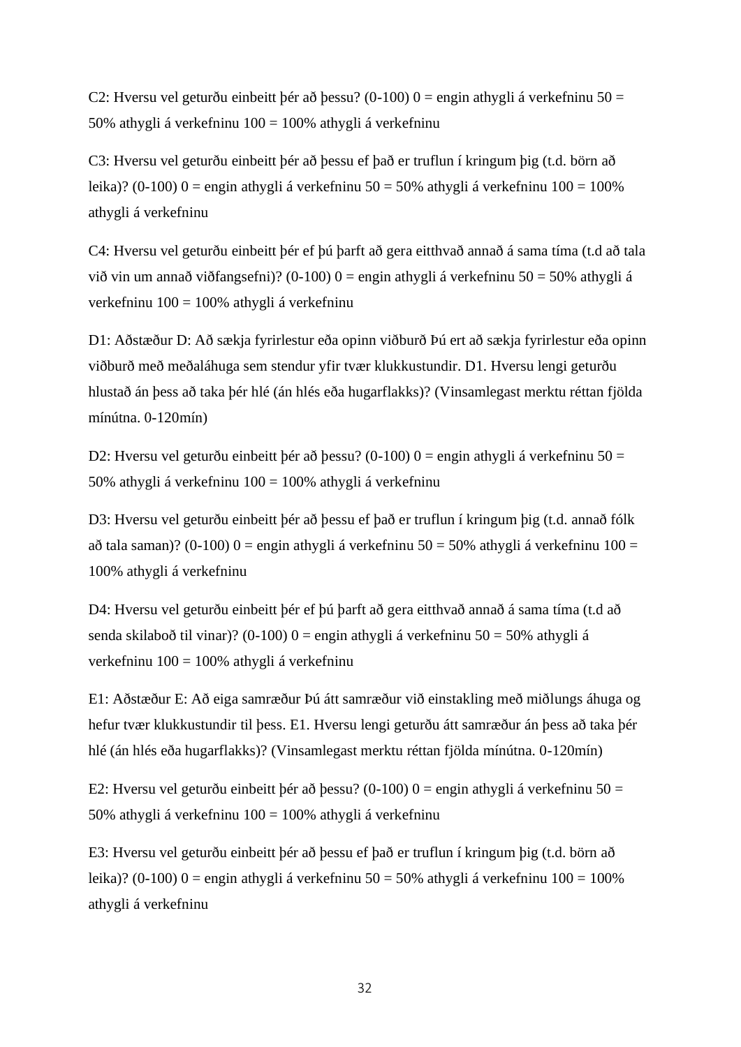C2: Hversu vel geturðu einbeitt þér að þessu? (0-100) 0 = engin athygli á verkefninu 50 = 50% athygli á verkefninu 100 = 100% athygli á verkefninu

C3: Hversu vel geturðu einbeitt þér að þessu ef það er truflun í kringum þig (t.d. börn að leika)? (0-100) 0 = engin athygli á verkefninu 50 = 50% athygli á verkefninu 100 = 100% athygli á verkefninu

C4: Hversu vel geturðu einbeitt þér ef þú þarft að gera eitthvað annað á sama tíma (t.d að tala við vin um annað viðfangsefni)? (0-100) 0 = engin athygli á verkefninu 50 = 50% athygli á verkefninu 100 = 100% athygli á verkefninu

D1: Aðstæður D: Að sækja fyrirlestur eða opinn viðburð Þú ert að sækja fyrirlestur eða opinn viðburð með meðaláhuga sem stendur yfir tvær klukkustundir. D1. Hversu lengi geturðu hlustað án þess að taka þér hlé (án hlés eða hugarflakks)? (Vinsamlegast merktu réttan fjölda mínútna. 0-120mín)

D2: Hversu vel geturðu einbeitt þér að þessu? (0-100) 0 = engin athygli á verkefninu 50 = 50% athygli á verkefninu 100 = 100% athygli á verkefninu

D3: Hversu vel geturðu einbeitt þér að þessu ef það er truflun í kringum þig (t.d. annað fólk að tala saman)? (0-100) 0 = engin athygli á verkefninu 50 = 50% athygli á verkefninu 100 = 100% athygli á verkefninu

D4: Hversu vel geturðu einbeitt þér ef þú þarft að gera eitthvað annað á sama tíma (t.d að senda skilaboð til vinar)? (0-100) 0 = engin athygli á verkefninu 50 = 50% athygli á verkefninu 100 = 100% athygli á verkefninu

E1: Aðstæður E: Að eiga samræður Þú átt samræður við einstakling með miðlungs áhuga og hefur tvær klukkustundir til þess. E1. Hversu lengi geturðu átt samræður án þess að taka þér hlé (án hlés eða hugarflakks)? (Vinsamlegast merktu réttan fjölda mínútna. 0-120mín)

E2: Hversu vel geturðu einbeitt þér að þessu? (0-100) 0 = engin athygli á verkefninu 50 = 50% athygli á verkefninu 100 = 100% athygli á verkefninu

E3: Hversu vel geturðu einbeitt þér að þessu ef það er truflun í kringum þig (t.d. börn að leika)? (0-100) 0 = engin athygli á verkefninu 50 = 50% athygli á verkefninu 100 = 100% athygli á verkefninu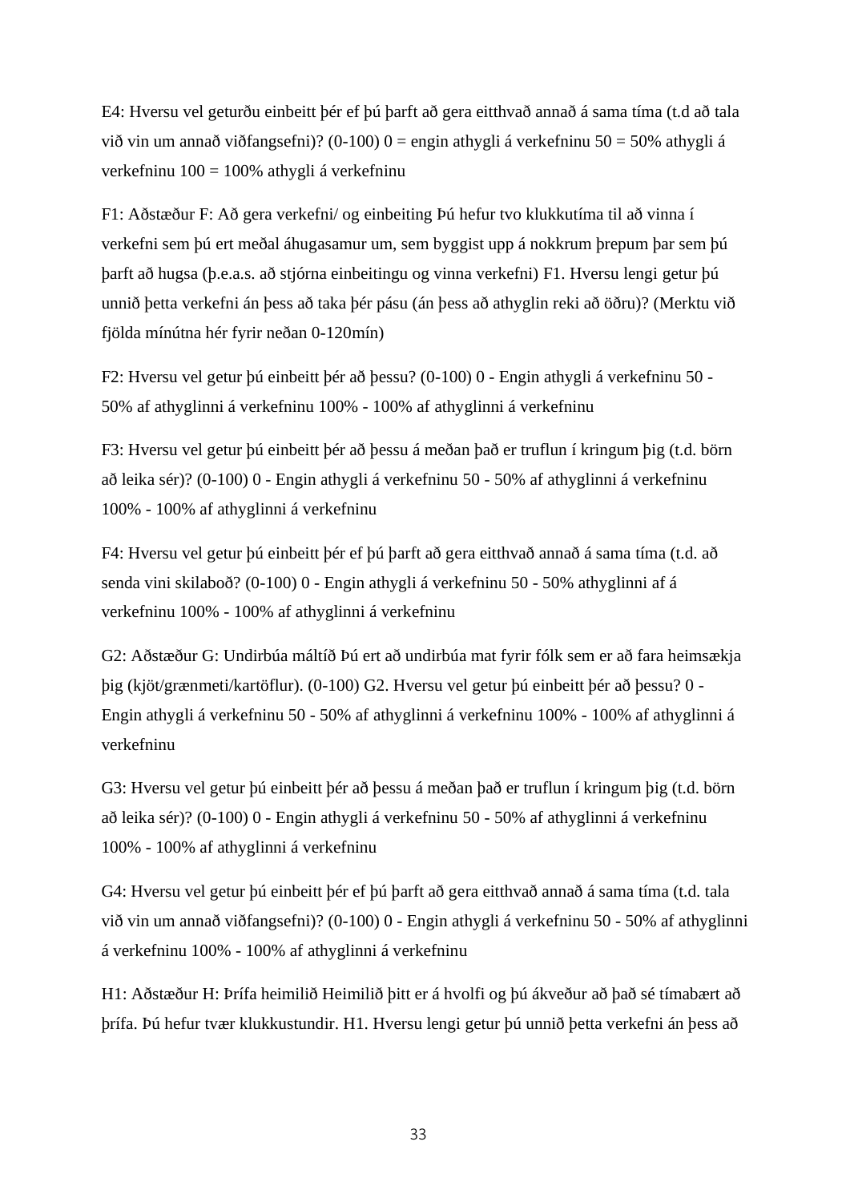E4: Hversu vel geturðu einbeitt þér ef þú þarft að gera eitthvað annað á sama tíma (t.d að tala við vin um annað viðfangsefni)? (0-100) 0 = engin athygli á verkefninu 50 = 50% athygli á verkefninu 100 = 100% athygli á verkefninu

F1: Aðstæður F: Að gera verkefni/ og einbeiting Þú hefur tvo klukkutíma til að vinna í verkefni sem þú ert meðal áhugasamur um, sem byggist upp á nokkrum þrepum þar sem þú þarft að hugsa (þ.e.a.s. að stjórna einbeitingu og vinna verkefni) F1. Hversu lengi getur þú unnið þetta verkefni án þess að taka þér pásu (án þess að athyglin reki að öðru)? (Merktu við fjölda mínútna hér fyrir neðan 0-120mín)

F2: Hversu vel getur þú einbeitt þér að þessu? (0-100) 0 - Engin athygli á verkefninu 50 - 50% af athyglinni á verkefninu 100% - 100% af athyglinni á verkefninu

F3: Hversu vel getur þú einbeitt þér að þessu á meðan það er truflun í kringum þig (t.d. börn að leika sér)? (0-100) 0 - Engin athygli á verkefninu 50 - 50% af athyglinni á verkefninu 100% - 100% af athyglinni á verkefninu

F4: Hversu vel getur þú einbeitt þér ef þú þarft að gera eitthvað annað á sama tíma (t.d. að senda vini skilaboð? (0-100) 0 - Engin athygli á verkefninu 50 - 50% athyglinni af á verkefninu 100% - 100% af athyglinni á verkefninu

G2: Aðstæður G: Undirbúa máltíð Þú ert að undirbúa mat fyrir fólk sem er að fara heimsækja þig (kjöt/grænmeti/kartöflur). (0-100) G2. Hversu vel getur þú einbeitt þér að þessu? 0 - Engin athygli á verkefninu 50 - 50% af athyglinni á verkefninu 100% - 100% af athyglinni á verkefninu

G3: Hversu vel getur þú einbeitt þér að þessu á meðan það er truflun í kringum þig (t.d. börn að leika sér)? (0-100) 0 - Engin athygli á verkefninu 50 - 50% af athyglinni á verkefninu 100% - 100% af athyglinni á verkefninu

G4: Hversu vel getur þú einbeitt þér ef þú þarft að gera eitthvað annað á sama tíma (t.d. tala við vin um annað viðfangsefni)? (0-100) 0 - Engin athygli á verkefninu 50 - 50% af athyglinni á verkefninu 100% - 100% af athyglinni á verkefninu

H1: Aðstæður H: Þrífa heimilið Heimilið þitt er á hvolfi og þú ákveður að það sé tímabært að þrífa. Þú hefur tvær klukkustundir. H1. Hversu lengi getur þú unnið þetta verkefni án þess að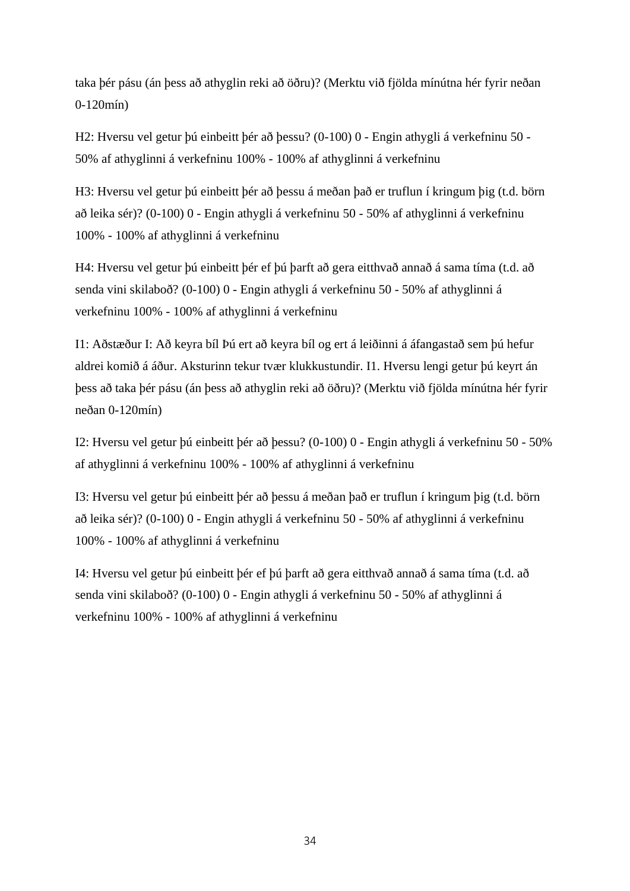taka þér pásu (án þess að athyglin reki að öðru)? (Merktu við fjölda mínútna hér fyrir neðan 0-120mín)

H2: Hversu vel getur þú einbeitt þér að þessu? (0-100) 0 - Engin athygli á verkefninu 50 - 50% af athyglinni á verkefninu 100% - 100% af athyglinni á verkefninu

H3: Hversu vel getur þú einbeitt þér að þessu á meðan það er truflun í kringum þig (t.d. börn að leika sér)? (0-100) 0 - Engin athygli á verkefninu 50 - 50% af athyglinni á verkefninu 100% - 100% af athyglinni á verkefninu

H4: Hversu vel getur þú einbeitt þér ef þú þarft að gera eitthvað annað á sama tíma (t.d. að senda vini skilaboð? (0-100) 0 - Engin athygli á verkefninu 50 - 50% af athyglinni á verkefninu 100% - 100% af athyglinni á verkefninu

I1: Aðstæður I: Að keyra bíl Þú ert að keyra bíl og ert á leiðinni á áfangastað sem þú hefur aldrei komið á áður. Aksturinn tekur tvær klukkustundir. I1. Hversu lengi getur þú keyrt án þess að taka þér pásu (án þess að athyglin reki að öðru)? (Merktu við fjölda mínútna hér fyrir neðan 0-120mín)

I2: Hversu vel getur þú einbeitt þér að þessu? (0-100) 0 - Engin athygli á verkefninu 50 - 50% af athyglinni á verkefninu 100% - 100% af athyglinni á verkefninu

I3: Hversu vel getur þú einbeitt þér að þessu á meðan það er truflun í kringum þig (t.d. börn að leika sér)? (0-100) 0 - Engin athygli á verkefninu 50 - 50% af athyglinni á verkefninu 100% - 100% af athyglinni á verkefninu

I4: Hversu vel getur þú einbeitt þér ef þú þarft að gera eitthvað annað á sama tíma (t.d. að senda vini skilaboð? (0-100) 0 - Engin athygli á verkefninu 50 - 50% af athyglinni á verkefninu 100% - 100% af athyglinni á verkefninu